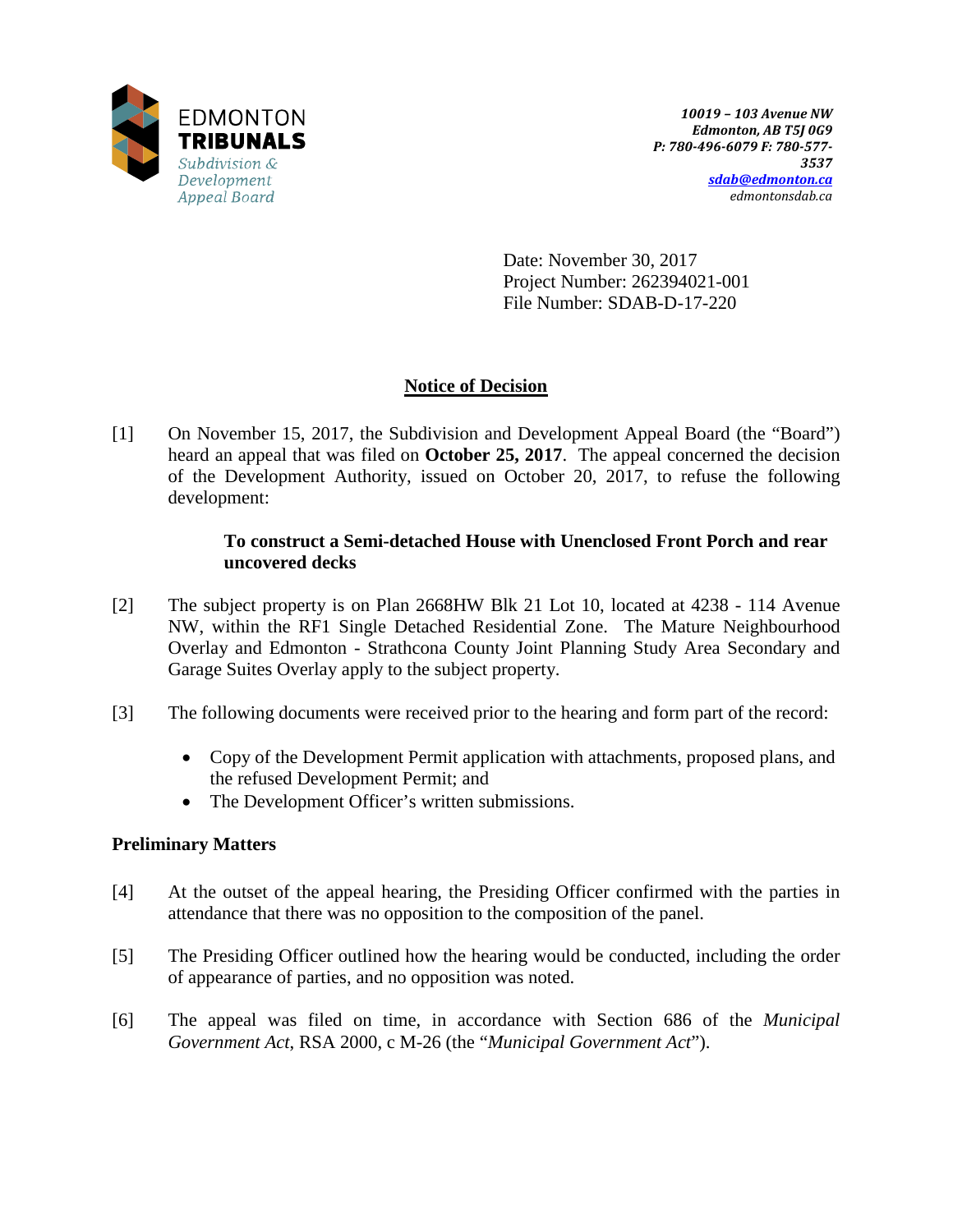EDMONTON
**TRIBUNALS**
*Subdivision & Development Appeal Board*

***10019 – 103 Avenue NW***
***Edmonton, AB T5J 0G9***
***P: 780-496-6079 F: 780-577-3537***
***sdab@edmonton.ca***
*edmontonsdab.ca*

Date: November 30, 2017
Project Number: 262394021-001
File Number: SDAB-D-17-220

## Notice of Decision

[1] On November 15, 2017, the Subdivision and Development Appeal Board (the "Board") heard an appeal that was filed on **October 25, 2017**. The appeal concerned the decision of the Development Authority, issued on October 20, 2017, to refuse the following development:

> **To construct a Semi-detached House with Unenclosed Front Porch and rear uncovered decks**

[2] The subject property is on Plan 2668HW Blk 21 Lot 10, located at 4238 - 114 Avenue NW, within the RF1 Single Detached Residential Zone. The Mature Neighbourhood Overlay and Edmonton - Strathcona County Joint Planning Study Area Secondary and Garage Suites Overlay apply to the subject property.

[3] The following documents were received prior to the hearing and form part of the record:

- Copy of the Development Permit application with attachments, proposed plans, and the refused Development Permit; and
- The Development Officer's written submissions.

### Preliminary Matters

[4] At the outset of the appeal hearing, the Presiding Officer confirmed with the parties in attendance that there was no opposition to the composition of the panel.

[5] The Presiding Officer outlined how the hearing would be conducted, including the order of appearance of parties, and no opposition was noted.

[6] The appeal was filed on time, in accordance with Section 686 of the *Municipal Government Act*, RSA 2000, c M-26 (the "*Municipal Government Act*").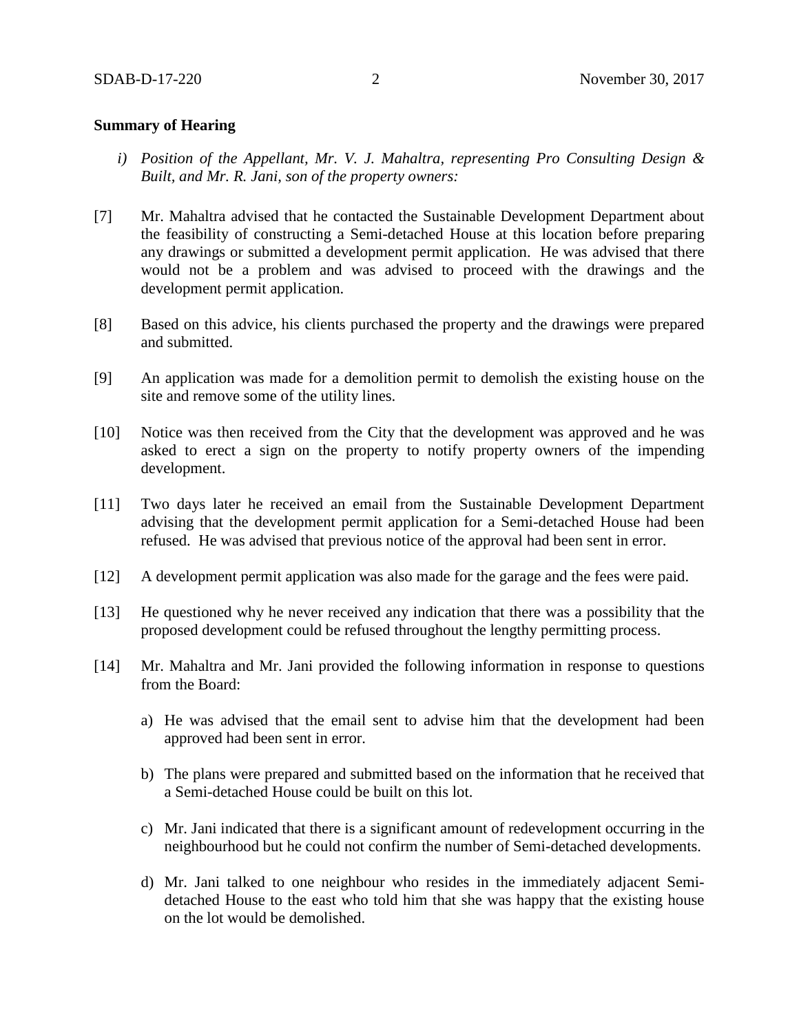**Summary of Hearing**

*i) Position of the Appellant, Mr. V. J. Mahaltra, representing Pro Consulting Design & Built, and Mr. R. Jani, son of the property owners:*

[7] Mr. Mahaltra advised that he contacted the Sustainable Development Department about the feasibility of constructing a Semi-detached House at this location before preparing any drawings or submitted a development permit application. He was advised that there would not be a problem and was advised to proceed with the drawings and the development permit application.

[8] Based on this advice, his clients purchased the property and the drawings were prepared and submitted.

[9] An application was made for a demolition permit to demolish the existing house on the site and remove some of the utility lines.

[10] Notice was then received from the City that the development was approved and he was asked to erect a sign on the property to notify property owners of the impending development.

[11] Two days later he received an email from the Sustainable Development Department advising that the development permit application for a Semi-detached House had been refused. He was advised that previous notice of the approval had been sent in error.

[12] A development permit application was also made for the garage and the fees were paid.

[13] He questioned why he never received any indication that there was a possibility that the proposed development could be refused throughout the lengthy permitting process.

[14] Mr. Mahaltra and Mr. Jani provided the following information in response to questions from the Board:

a) He was advised that the email sent to advise him that the development had been approved had been sent in error.

b) The plans were prepared and submitted based on the information that he received that a Semi-detached House could be built on this lot.

c) Mr. Jani indicated that there is a significant amount of redevelopment occurring in the neighbourhood but he could not confirm the number of Semi-detached developments.

d) Mr. Jani talked to one neighbour who resides in the immediately adjacent Semi-detached House to the east who told him that she was happy that the existing house on the lot would be demolished.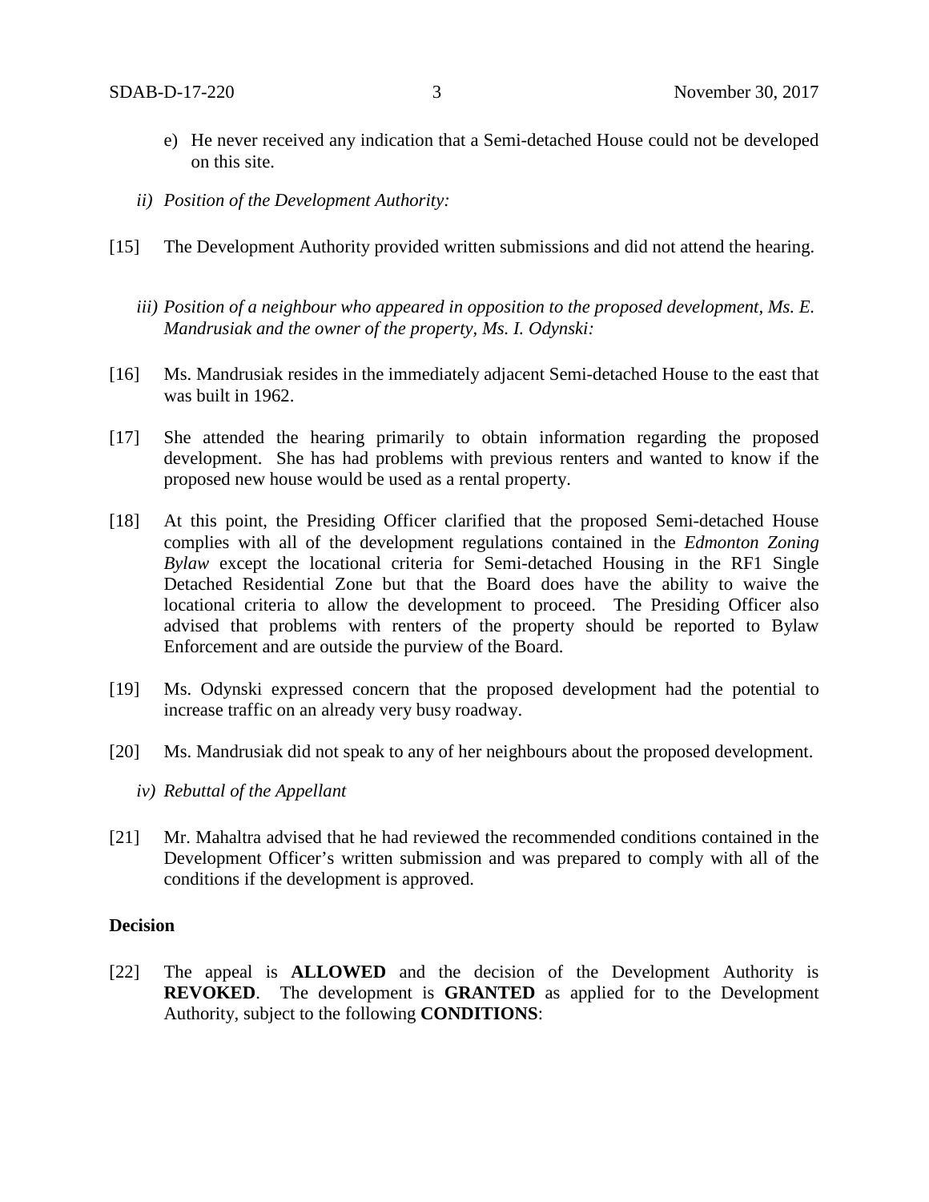e) He never received any indication that a Semi-detached House could not be developed on this site.

*ii) Position of the Development Authority:*

[15] The Development Authority provided written submissions and did not attend the hearing.

*iii) Position of a neighbour who appeared in opposition to the proposed development, Ms. E. Mandrusiak and the owner of the property, Ms. I. Odynski:*

[16] Ms. Mandrusiak resides in the immediately adjacent Semi-detached House to the east that was built in 1962.

[17] She attended the hearing primarily to obtain information regarding the proposed development. She has had problems with previous renters and wanted to know if the proposed new house would be used as a rental property.

[18] At this point, the Presiding Officer clarified that the proposed Semi-detached House complies with all of the development regulations contained in the *Edmonton Zoning Bylaw* except the locational criteria for Semi-detached Housing in the RF1 Single Detached Residential Zone but that the Board does have the ability to waive the locational criteria to allow the development to proceed. The Presiding Officer also advised that problems with renters of the property should be reported to Bylaw Enforcement and are outside the purview of the Board.

[19] Ms. Odynski expressed concern that the proposed development had the potential to increase traffic on an already very busy roadway.

[20] Ms. Mandrusiak did not speak to any of her neighbours about the proposed development.

*iv) Rebuttal of the Appellant*

[21] Mr. Mahaltra advised that he had reviewed the recommended conditions contained in the Development Officer's written submission and was prepared to comply with all of the conditions if the development is approved.

**Decision**

[22] The appeal is **ALLOWED** and the decision of the Development Authority is **REVOKED**. The development is **GRANTED** as applied for to the Development Authority, subject to the following **CONDITIONS**: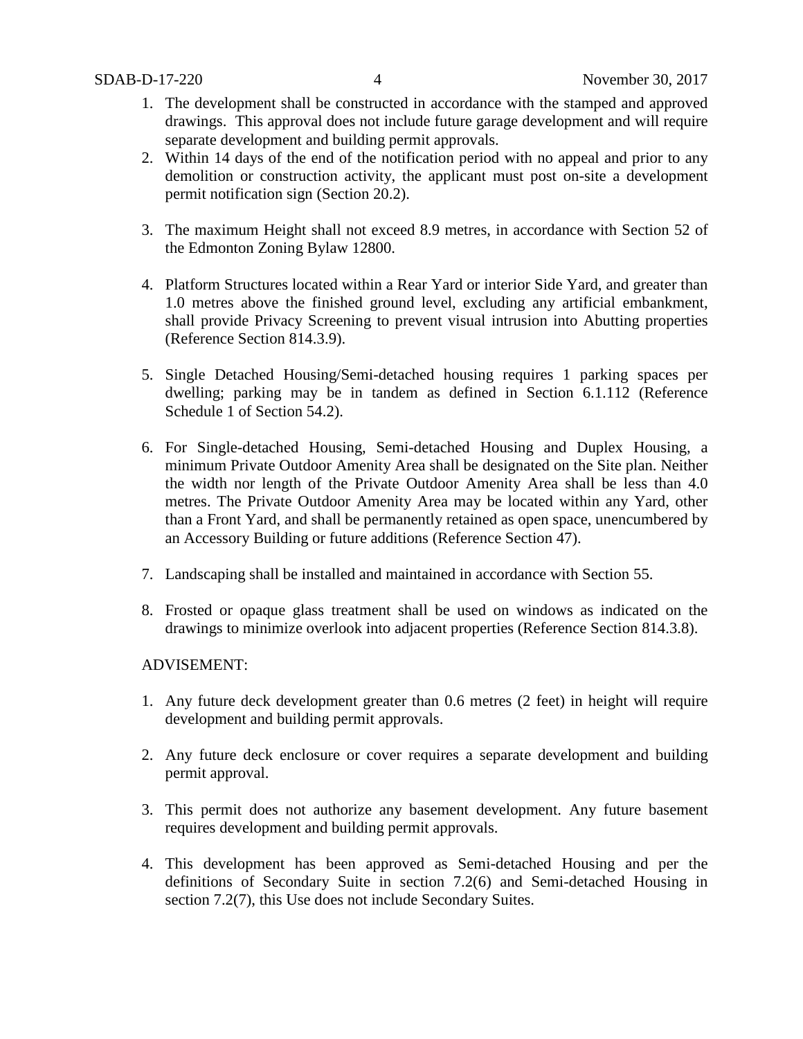1. The development shall be constructed in accordance with the stamped and approved drawings. This approval does not include future garage development and will require separate development and building permit approvals.
2. Within 14 days of the end of the notification period with no appeal and prior to any demolition or construction activity, the applicant must post on-site a development permit notification sign (Section 20.2).
3. The maximum Height shall not exceed 8.9 metres, in accordance with Section 52 of the Edmonton Zoning Bylaw 12800.
4. Platform Structures located within a Rear Yard or interior Side Yard, and greater than 1.0 metres above the finished ground level, excluding any artificial embankment, shall provide Privacy Screening to prevent visual intrusion into Abutting properties (Reference Section 814.3.9).
5. Single Detached Housing/Semi-detached housing requires 1 parking spaces per dwelling; parking may be in tandem as defined in Section 6.1.112 (Reference Schedule 1 of Section 54.2).
6. For Single-detached Housing, Semi-detached Housing and Duplex Housing, a minimum Private Outdoor Amenity Area shall be designated on the Site plan. Neither the width nor length of the Private Outdoor Amenity Area shall be less than 4.0 metres. The Private Outdoor Amenity Area may be located within any Yard, other than a Front Yard, and shall be permanently retained as open space, unencumbered by an Accessory Building or future additions (Reference Section 47).
7. Landscaping shall be installed and maintained in accordance with Section 55.
8. Frosted or opaque glass treatment shall be used on windows as indicated on the drawings to minimize overlook into adjacent properties (Reference Section 814.3.8).

ADVISEMENT:

1. Any future deck development greater than 0.6 metres (2 feet) in height will require development and building permit approvals.
2. Any future deck enclosure or cover requires a separate development and building permit approval.
3. This permit does not authorize any basement development. Any future basement requires development and building permit approvals.
4. This development has been approved as Semi-detached Housing and per the definitions of Secondary Suite in section 7.2(6) and Semi-detached Housing in section 7.2(7), this Use does not include Secondary Suites.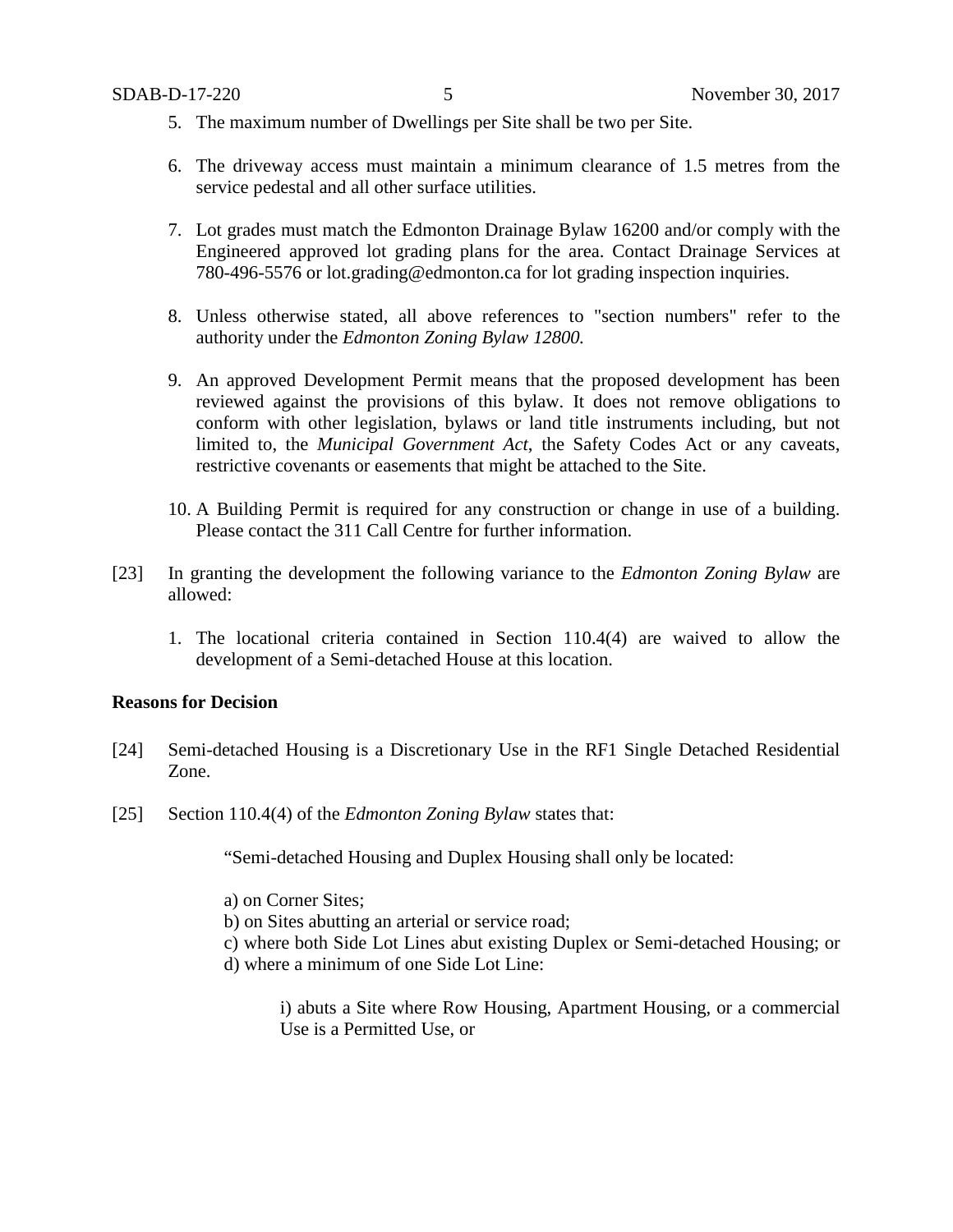5. The maximum number of Dwellings per Site shall be two per Site.

6. The driveway access must maintain a minimum clearance of 1.5 metres from the service pedestal and all other surface utilities.

7. Lot grades must match the Edmonton Drainage Bylaw 16200 and/or comply with the Engineered approved lot grading plans for the area. Contact Drainage Services at 780-496-5576 or lot.grading@edmonton.ca for lot grading inspection inquiries.

8. Unless otherwise stated, all above references to "section numbers" refer to the authority under the *Edmonton Zoning Bylaw 12800.*

9. An approved Development Permit means that the proposed development has been reviewed against the provisions of this bylaw. It does not remove obligations to conform with other legislation, bylaws or land title instruments including, but not limited to, the *Municipal Government Act*, the Safety Codes Act or any caveats, restrictive covenants or easements that might be attached to the Site.

10. A Building Permit is required for any construction or change in use of a building. Please contact the 311 Call Centre for further information.

[23] In granting the development the following variance to the *Edmonton Zoning Bylaw* are allowed:

1. The locational criteria contained in Section 110.4(4) are waived to allow the development of a Semi-detached House at this location.

**Reasons for Decision**

[24] Semi-detached Housing is a Discretionary Use in the RF1 Single Detached Residential Zone.

[25] Section 110.4(4) of the *Edmonton Zoning Bylaw* states that:

> "Semi-detached Housing and Duplex Housing shall only be located:
>
> a) on Corner Sites;
> b) on Sites abutting an arterial or service road;
> c) where both Side Lot Lines abut existing Duplex or Semi-detached Housing; or
> d) where a minimum of one Side Lot Line:
>
> > i) abuts a Site where Row Housing, Apartment Housing, or a commercial Use is a Permitted Use, or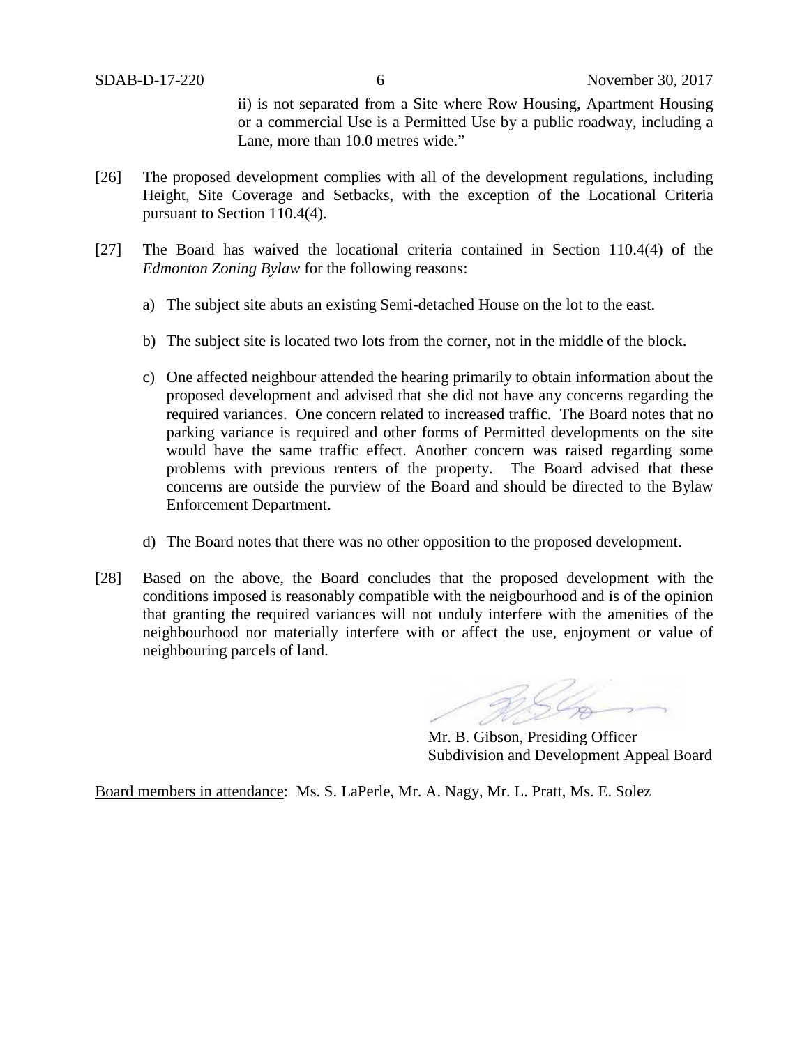ii) is not separated from a Site where Row Housing, Apartment Housing or a commercial Use is a Permitted Use by a public roadway, including a Lane, more than 10.0 metres wide."

[26] The proposed development complies with all of the development regulations, including Height, Site Coverage and Setbacks, with the exception of the Locational Criteria pursuant to Section 110.4(4).

[27] The Board has waived the locational criteria contained in Section 110.4(4) of the *Edmonton Zoning Bylaw* for the following reasons:

a) The subject site abuts an existing Semi-detached House on the lot to the east.

b) The subject site is located two lots from the corner, not in the middle of the block.

c) One affected neighbour attended the hearing primarily to obtain information about the proposed development and advised that she did not have any concerns regarding the required variances. One concern related to increased traffic. The Board notes that no parking variance is required and other forms of Permitted developments on the site would have the same traffic effect. Another concern was raised regarding some problems with previous renters of the property. The Board advised that these concerns are outside the purview of the Board and should be directed to the Bylaw Enforcement Department.

d) The Board notes that there was no other opposition to the proposed development.

[28] Based on the above, the Board concludes that the proposed development with the conditions imposed is reasonably compatible with the neigbourhood and is of the opinion that granting the required variances will not unduly interfere with the amenities of the neighbourhood nor materially interfere with or affect the use, enjoyment or value of neighbouring parcels of land.

Mr. B. Gibson, Presiding Officer
Subdivision and Development Appeal Board

Board members in attendance: Ms. S. LaPerle, Mr. A. Nagy, Mr. L. Pratt, Ms. E. Solez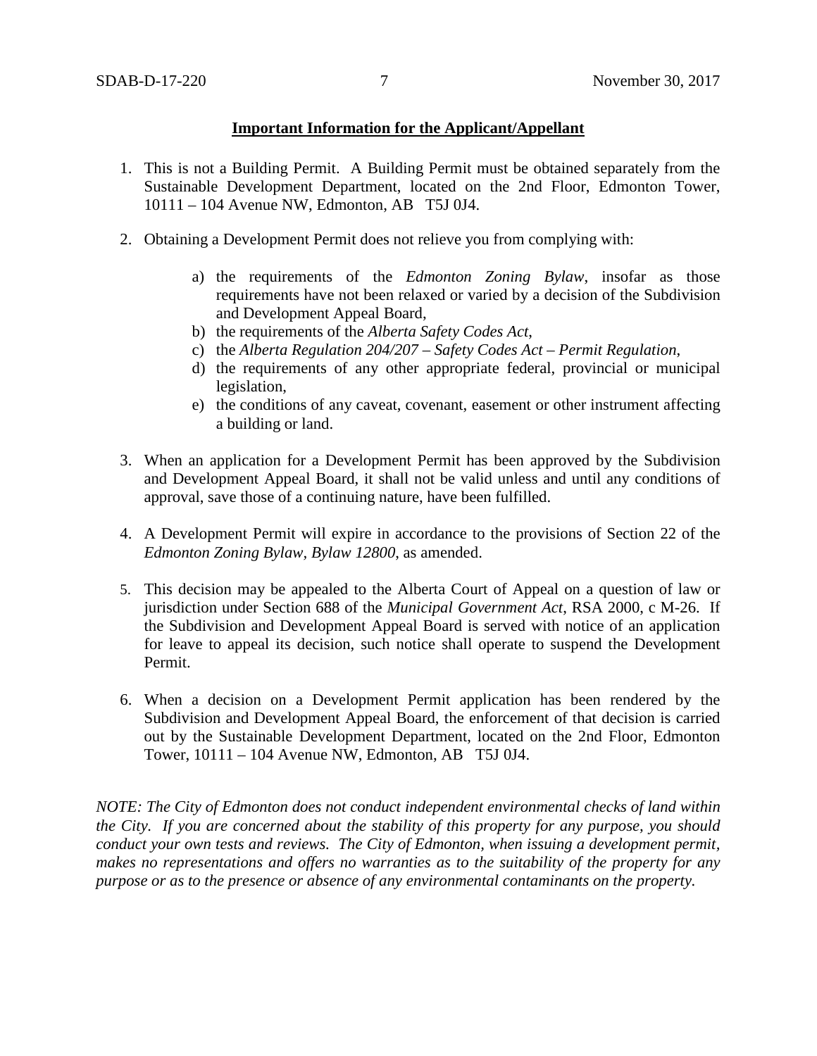**Important Information for the Applicant/Appellant**

1. This is not a Building Permit. A Building Permit must be obtained separately from the Sustainable Development Department, located on the 2nd Floor, Edmonton Tower, 10111 – 104 Avenue NW, Edmonton, AB T5J 0J4.

2. Obtaining a Development Permit does not relieve you from complying with:

    a) the requirements of the *Edmonton Zoning Bylaw*, insofar as those requirements have not been relaxed or varied by a decision of the Subdivision and Development Appeal Board,
    b) the requirements of the *Alberta Safety Codes Act*,
    c) the *Alberta Regulation 204/207 – Safety Codes Act – Permit Regulation*,
    d) the requirements of any other appropriate federal, provincial or municipal legislation,
    e) the conditions of any caveat, covenant, easement or other instrument affecting a building or land.

3. When an application for a Development Permit has been approved by the Subdivision and Development Appeal Board, it shall not be valid unless and until any conditions of approval, save those of a continuing nature, have been fulfilled.

4. A Development Permit will expire in accordance to the provisions of Section 22 of the *Edmonton Zoning Bylaw, Bylaw 12800*, as amended.

5. This decision may be appealed to the Alberta Court of Appeal on a question of law or jurisdiction under Section 688 of the *Municipal Government Act*, RSA 2000, c M-26. If the Subdivision and Development Appeal Board is served with notice of an application for leave to appeal its decision, such notice shall operate to suspend the Development Permit.

6. When a decision on a Development Permit application has been rendered by the Subdivision and Development Appeal Board, the enforcement of that decision is carried out by the Sustainable Development Department, located on the 2nd Floor, Edmonton Tower, 10111 – 104 Avenue NW, Edmonton, AB T5J 0J4.

*NOTE: The City of Edmonton does not conduct independent environmental checks of land within the City. If you are concerned about the stability of this property for any purpose, you should conduct your own tests and reviews. The City of Edmonton, when issuing a development permit, makes no representations and offers no warranties as to the suitability of the property for any purpose or as to the presence or absence of any environmental contaminants on the property.*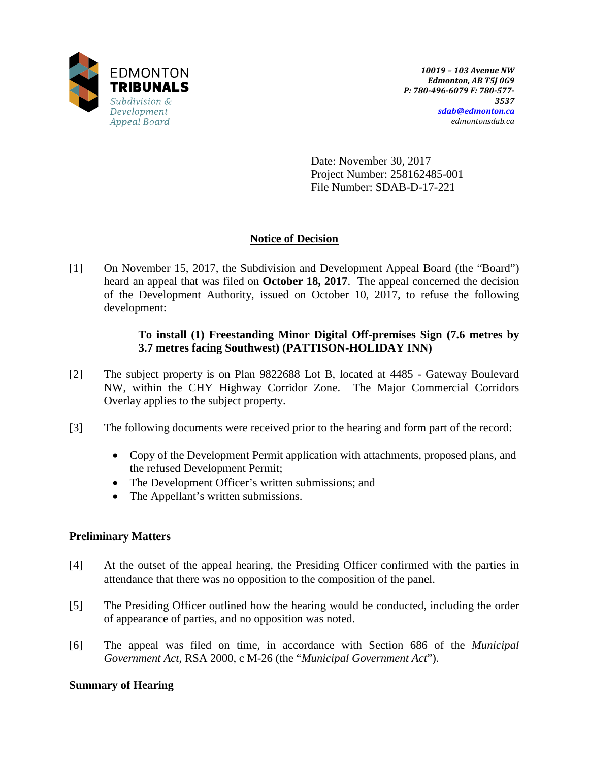EDMONTON **TRIBUNALS**
*Subdivision & Development Appeal Board*

*10019 – 103 Avenue NW*
*Edmonton, AB T5J 0G9*
*P: 780-496-6079 F: 780-577-3537*
*sdab@edmonton.ca*
*edmontonsdab.ca*

Date: November 30, 2017
Project Number: 258162485-001
File Number: SDAB-D-17-221

## Notice of Decision

[1] On November 15, 2017, the Subdivision and Development Appeal Board (the "Board") heard an appeal that was filed on **October 18, 2017**. The appeal concerned the decision of the Development Authority, issued on October 10, 2017, to refuse the following development:

> **To install (1) Freestanding Minor Digital Off-premises Sign (7.6 metres by 3.7 metres facing Southwest) (PATTISON-HOLIDAY INN)**

[2] The subject property is on Plan 9822688 Lot B, located at 4485 - Gateway Boulevard NW, within the CHY Highway Corridor Zone. The Major Commercial Corridors Overlay applies to the subject property.

[3] The following documents were received prior to the hearing and form part of the record:

- Copy of the Development Permit application with attachments, proposed plans, and the refused Development Permit;
- The Development Officer's written submissions; and
- The Appellant's written submissions.

### Preliminary Matters

[4] At the outset of the appeal hearing, the Presiding Officer confirmed with the parties in attendance that there was no opposition to the composition of the panel.

[5] The Presiding Officer outlined how the hearing would be conducted, including the order of appearance of parties, and no opposition was noted.

[6] The appeal was filed on time, in accordance with Section 686 of the *Municipal Government Act*, RSA 2000, c M-26 (the "*Municipal Government Act*").

### Summary of Hearing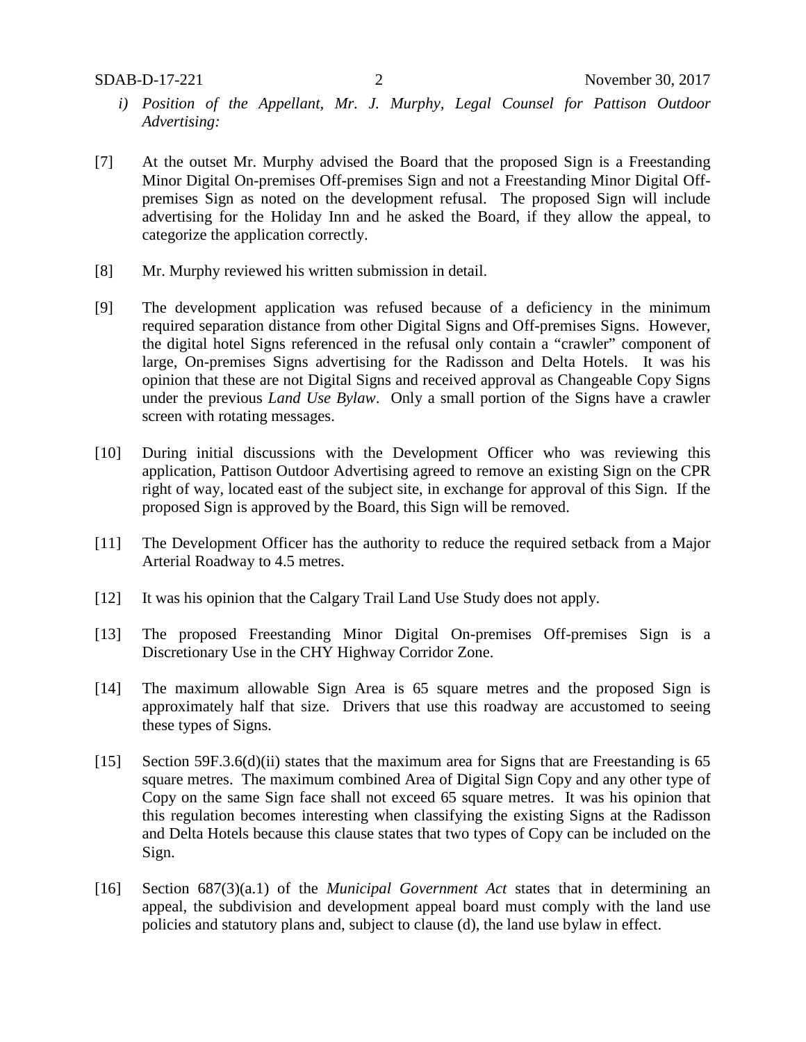*i) Position of the Appellant, Mr. J. Murphy, Legal Counsel for Pattison Outdoor Advertising:*

[7] At the outset Mr. Murphy advised the Board that the proposed Sign is a Freestanding Minor Digital On-premises Off-premises Sign and not a Freestanding Minor Digital Off-premises Sign as noted on the development refusal. The proposed Sign will include advertising for the Holiday Inn and he asked the Board, if they allow the appeal, to categorize the application correctly.

[8] Mr. Murphy reviewed his written submission in detail.

[9] The development application was refused because of a deficiency in the minimum required separation distance from other Digital Signs and Off-premises Signs. However, the digital hotel Signs referenced in the refusal only contain a "crawler" component of large, On-premises Signs advertising for the Radisson and Delta Hotels. It was his opinion that these are not Digital Signs and received approval as Changeable Copy Signs under the previous *Land Use Bylaw*. Only a small portion of the Signs have a crawler screen with rotating messages.

[10] During initial discussions with the Development Officer who was reviewing this application, Pattison Outdoor Advertising agreed to remove an existing Sign on the CPR right of way, located east of the subject site, in exchange for approval of this Sign. If the proposed Sign is approved by the Board, this Sign will be removed.

[11] The Development Officer has the authority to reduce the required setback from a Major Arterial Roadway to 4.5 metres.

[12] It was his opinion that the Calgary Trail Land Use Study does not apply.

[13] The proposed Freestanding Minor Digital On-premises Off-premises Sign is a Discretionary Use in the CHY Highway Corridor Zone.

[14] The maximum allowable Sign Area is 65 square metres and the proposed Sign is approximately half that size. Drivers that use this roadway are accustomed to seeing these types of Signs.

[15] Section 59F.3.6(d)(ii) states that the maximum area for Signs that are Freestanding is 65 square metres. The maximum combined Area of Digital Sign Copy and any other type of Copy on the same Sign face shall not exceed 65 square metres. It was his opinion that this regulation becomes interesting when classifying the existing Signs at the Radisson and Delta Hotels because this clause states that two types of Copy can be included on the Sign.

[16] Section 687(3)(a.1) of the *Municipal Government Act* states that in determining an appeal, the subdivision and development appeal board must comply with the land use policies and statutory plans and, subject to clause (d), the land use bylaw in effect.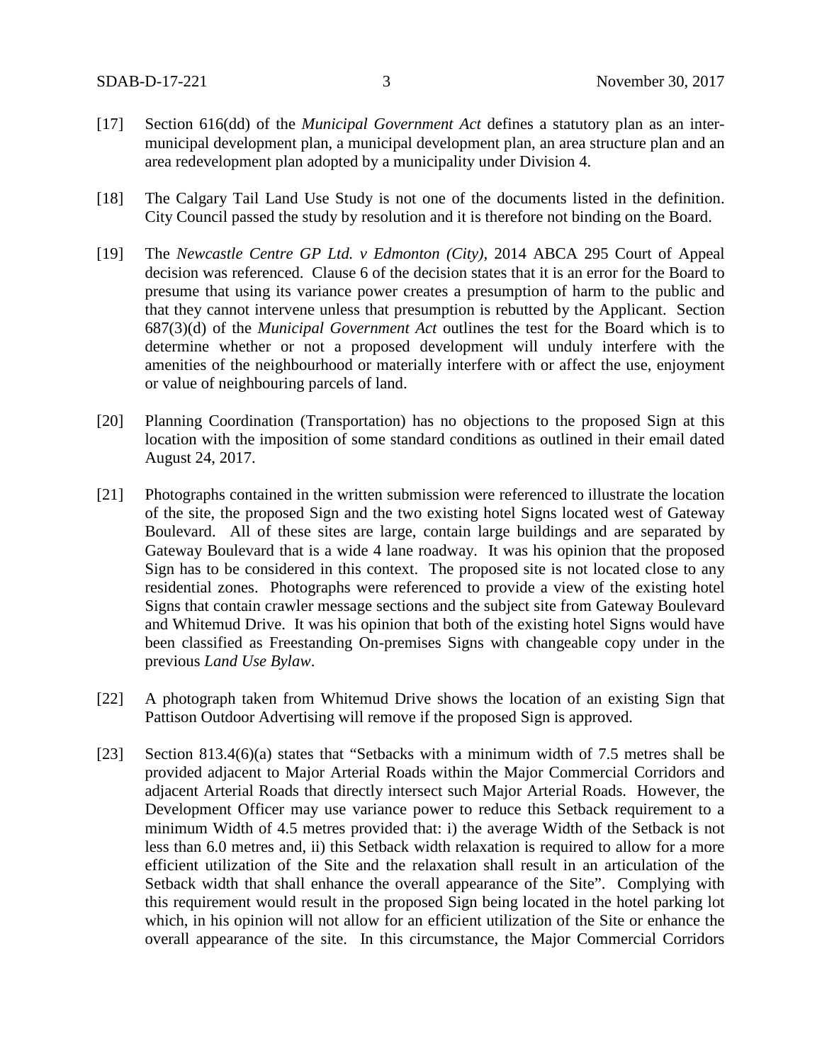[17] Section 616(dd) of the *Municipal Government Act* defines a statutory plan as an inter-municipal development plan, a municipal development plan, an area structure plan and an area redevelopment plan adopted by a municipality under Division 4.

[18] The Calgary Tail Land Use Study is not one of the documents listed in the definition. City Council passed the study by resolution and it is therefore not binding on the Board.

[19] The *Newcastle Centre GP Ltd. v Edmonton (City)*, 2014 ABCA 295 Court of Appeal decision was referenced. Clause 6 of the decision states that it is an error for the Board to presume that using its variance power creates a presumption of harm to the public and that they cannot intervene unless that presumption is rebutted by the Applicant. Section 687(3)(d) of the *Municipal Government Act* outlines the test for the Board which is to determine whether or not a proposed development will unduly interfere with the amenities of the neighbourhood or materially interfere with or affect the use, enjoyment or value of neighbouring parcels of land.

[20] Planning Coordination (Transportation) has no objections to the proposed Sign at this location with the imposition of some standard conditions as outlined in their email dated August 24, 2017.

[21] Photographs contained in the written submission were referenced to illustrate the location of the site, the proposed Sign and the two existing hotel Signs located west of Gateway Boulevard. All of these sites are large, contain large buildings and are separated by Gateway Boulevard that is a wide 4 lane roadway. It was his opinion that the proposed Sign has to be considered in this context. The proposed site is not located close to any residential zones. Photographs were referenced to provide a view of the existing hotel Signs that contain crawler message sections and the subject site from Gateway Boulevard and Whitemud Drive. It was his opinion that both of the existing hotel Signs would have been classified as Freestanding On-premises Signs with changeable copy under in the previous *Land Use Bylaw*.

[22] A photograph taken from Whitemud Drive shows the location of an existing Sign that Pattison Outdoor Advertising will remove if the proposed Sign is approved.

[23] Section 813.4(6)(a) states that "Setbacks with a minimum width of 7.5 metres shall be provided adjacent to Major Arterial Roads within the Major Commercial Corridors and adjacent Arterial Roads that directly intersect such Major Arterial Roads. However, the Development Officer may use variance power to reduce this Setback requirement to a minimum Width of 4.5 metres provided that: i) the average Width of the Setback is not less than 6.0 metres and, ii) this Setback width relaxation is required to allow for a more efficient utilization of the Site and the relaxation shall result in an articulation of the Setback width that shall enhance the overall appearance of the Site". Complying with this requirement would result in the proposed Sign being located in the hotel parking lot which, in his opinion will not allow for an efficient utilization of the Site or enhance the overall appearance of the site. In this circumstance, the Major Commercial Corridors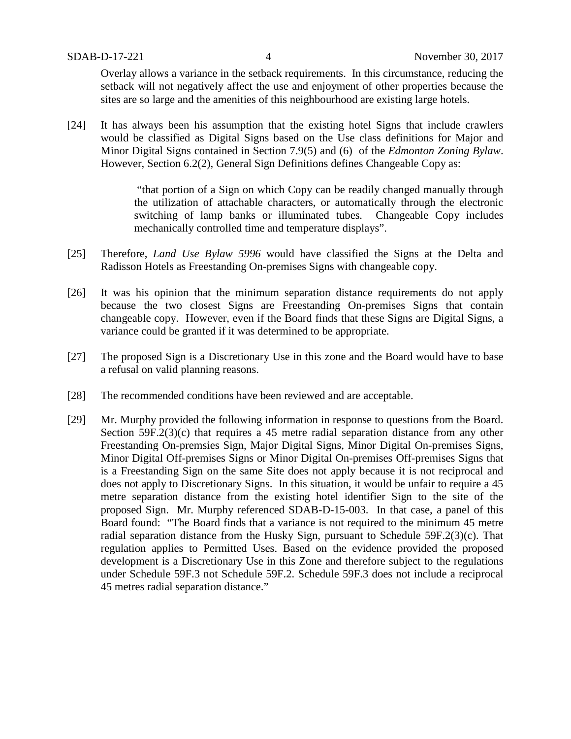Overlay allows a variance in the setback requirements. In this circumstance, reducing the setback will not negatively affect the use and enjoyment of other properties because the sites are so large and the amenities of this neighbourhood are existing large hotels.

[24] It has always been his assumption that the existing hotel Signs that include crawlers would be classified as Digital Signs based on the Use class definitions for Major and Minor Digital Signs contained in Section 7.9(5) and (6) of the *Edmonton Zoning Bylaw*. However, Section 6.2(2), General Sign Definitions defines Changeable Copy as:

> "that portion of a Sign on which Copy can be readily changed manually through the utilization of attachable characters, or automatically through the electronic switching of lamp banks or illuminated tubes. Changeable Copy includes mechanically controlled time and temperature displays".

[25] Therefore, *Land Use Bylaw 5996* would have classified the Signs at the Delta and Radisson Hotels as Freestanding On-premises Signs with changeable copy.

[26] It was his opinion that the minimum separation distance requirements do not apply because the two closest Signs are Freestanding On-premises Signs that contain changeable copy. However, even if the Board finds that these Signs are Digital Signs, a variance could be granted if it was determined to be appropriate.

[27] The proposed Sign is a Discretionary Use in this zone and the Board would have to base a refusal on valid planning reasons.

[28] The recommended conditions have been reviewed and are acceptable.

[29] Mr. Murphy provided the following information in response to questions from the Board. Section 59F.2(3)(c) that requires a 45 metre radial separation distance from any other Freestanding On-premsies Sign, Major Digital Signs, Minor Digital On-premises Signs, Minor Digital Off-premises Signs or Minor Digital On-premises Off-premises Signs that is a Freestanding Sign on the same Site does not apply because it is not reciprocal and does not apply to Discretionary Signs. In this situation, it would be unfair to require a 45 metre separation distance from the existing hotel identifier Sign to the site of the proposed Sign. Mr. Murphy referenced SDAB-D-15-003. In that case, a panel of this Board found: "The Board finds that a variance is not required to the minimum 45 metre radial separation distance from the Husky Sign, pursuant to Schedule 59F.2(3)(c). That regulation applies to Permitted Uses. Based on the evidence provided the proposed development is a Discretionary Use in this Zone and therefore subject to the regulations under Schedule 59F.3 not Schedule 59F.2. Schedule 59F.3 does not include a reciprocal 45 metres radial separation distance."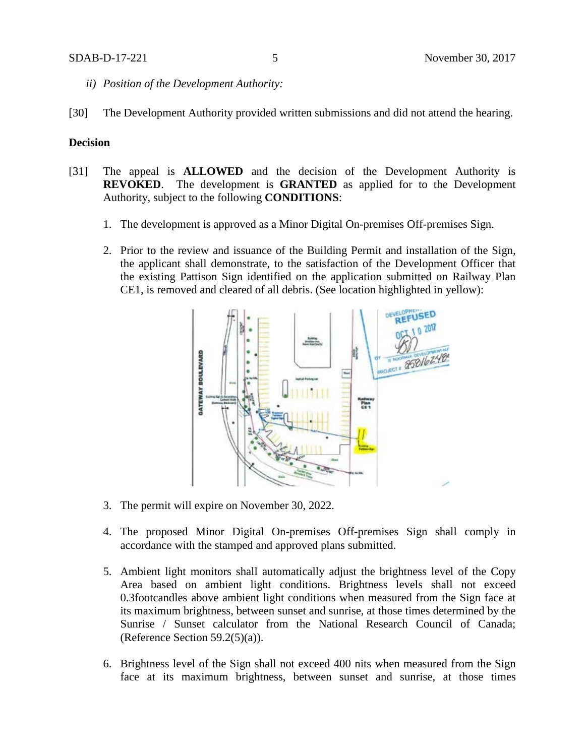*ii) Position of the Development Authority:*

[30] The Development Authority provided written submissions and did not attend the hearing.

**Decision**

[31] The appeal is **ALLOWED** and the decision of the Development Authority is **REVOKED**. The development is **GRANTED** as applied for to the Development Authority, subject to the following **CONDITIONS**:

1. The development is approved as a Minor Digital On-premises Off-premises Sign.

2. Prior to the review and issuance of the Building Permit and installation of the Sign, the applicant shall demonstrate, to the satisfaction of the Development Officer that the existing Pattison Sign identified on the application submitted on Railway Plan CE1, is removed and cleared of all debris. (See location highlighted in yellow):

3. The permit will expire on November 30, 2022.

4. The proposed Minor Digital On-premises Off-premises Sign shall comply in accordance with the stamped and approved plans submitted.

5. Ambient light monitors shall automatically adjust the brightness level of the Copy Area based on ambient light conditions. Brightness levels shall not exceed 0.3footcandles above ambient light conditions when measured from the Sign face at its maximum brightness, between sunset and sunrise, at those times determined by the Sunrise / Sunset calculator from the National Research Council of Canada; (Reference Section 59.2(5)(a)).

6. Brightness level of the Sign shall not exceed 400 nits when measured from the Sign face at its maximum brightness, between sunset and sunrise, at those times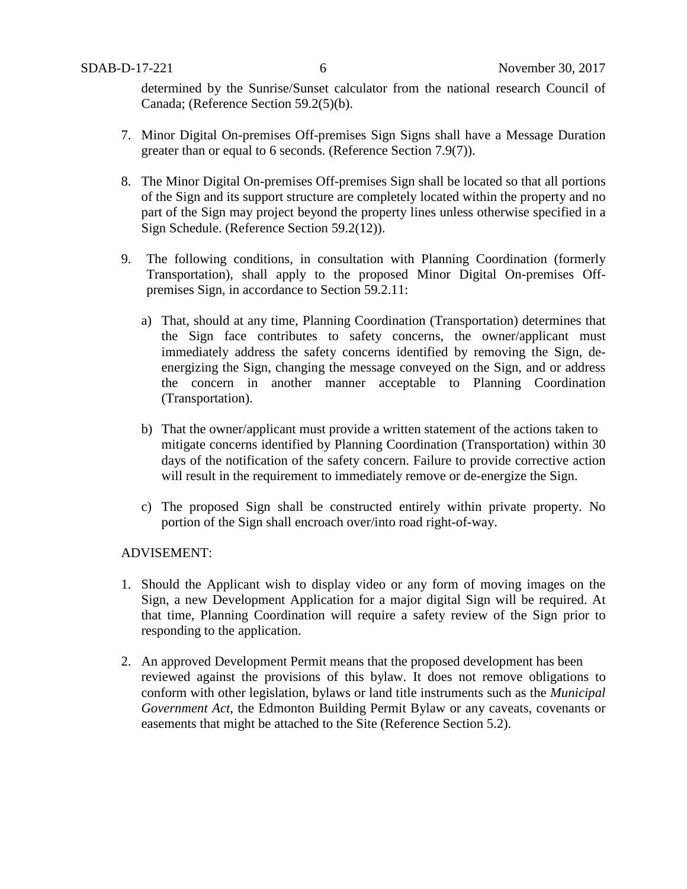determined by the Sunrise/Sunset calculator from the national research Council of Canada; (Reference Section 59.2(5)(b).

7. Minor Digital On-premises Off-premises Sign Signs shall have a Message Duration greater than or equal to 6 seconds. (Reference Section 7.9(7)).

8. The Minor Digital On-premises Off-premises Sign shall be located so that all portions of the Sign and its support structure are completely located within the property and no part of the Sign may project beyond the property lines unless otherwise specified in a Sign Schedule. (Reference Section 59.2(12)).

9. The following conditions, in consultation with Planning Coordination (formerly Transportation), shall apply to the proposed Minor Digital On-premises Off-premises Sign, in accordance to Section 59.2.11:

   a) That, should at any time, Planning Coordination (Transportation) determines that the Sign face contributes to safety concerns, the owner/applicant must immediately address the safety concerns identified by removing the Sign, de-energizing the Sign, changing the message conveyed on the Sign, and or address the concern in another manner acceptable to Planning Coordination (Transportation).

   b) That the owner/applicant must provide a written statement of the actions taken to mitigate concerns identified by Planning Coordination (Transportation) within 30 days of the notification of the safety concern. Failure to provide corrective action will result in the requirement to immediately remove or de-energize the Sign.

   c) The proposed Sign shall be constructed entirely within private property. No portion of the Sign shall encroach over/into road right-of-way.

ADVISEMENT:

1. Should the Applicant wish to display video or any form of moving images on the Sign, a new Development Application for a major digital Sign will be required. At that time, Planning Coordination will require a safety review of the Sign prior to responding to the application.

2. An approved Development Permit means that the proposed development has been reviewed against the provisions of this bylaw. It does not remove obligations to conform with other legislation, bylaws or land title instruments such as the *Municipal Government Act*, the Edmonton Building Permit Bylaw or any caveats, covenants or easements that might be attached to the Site (Reference Section 5.2).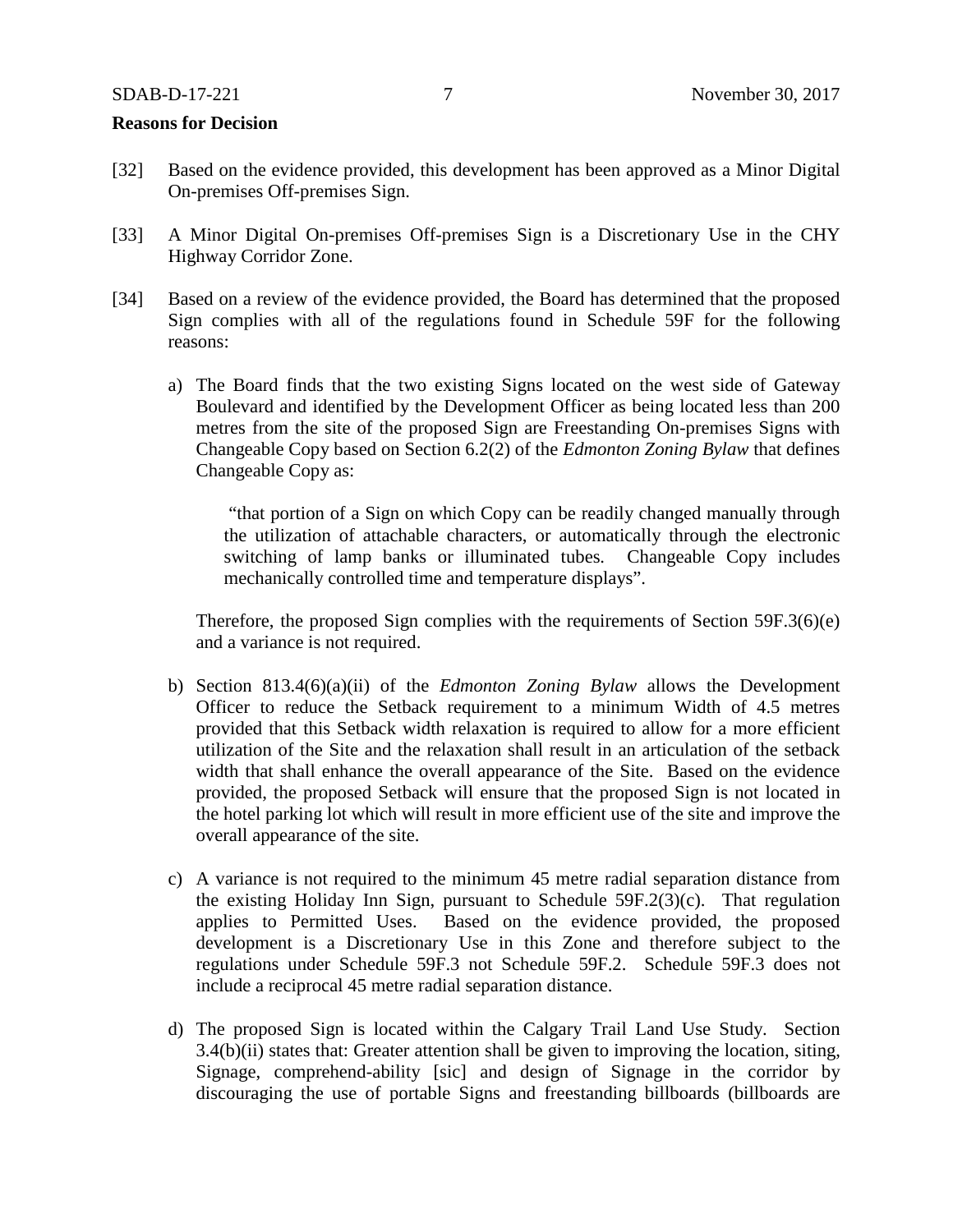**Reasons for Decision**

[32] Based on the evidence provided, this development has been approved as a Minor Digital On-premises Off-premises Sign.

[33] A Minor Digital On-premises Off-premises Sign is a Discretionary Use in the CHY Highway Corridor Zone.

[34] Based on a review of the evidence provided, the Board has determined that the proposed Sign complies with all of the regulations found in Schedule 59F for the following reasons:

a) The Board finds that the two existing Signs located on the west side of Gateway Boulevard and identified by the Development Officer as being located less than 200 metres from the site of the proposed Sign are Freestanding On-premises Signs with Changeable Copy based on Section 6.2(2) of the *Edmonton Zoning Bylaw* that defines Changeable Copy as:

> "that portion of a Sign on which Copy can be readily changed manually through the utilization of attachable characters, or automatically through the electronic switching of lamp banks or illuminated tubes. Changeable Copy includes mechanically controlled time and temperature displays".

Therefore, the proposed Sign complies with the requirements of Section 59F.3(6)(e) and a variance is not required.

b) Section 813.4(6)(a)(ii) of the *Edmonton Zoning Bylaw* allows the Development Officer to reduce the Setback requirement to a minimum Width of 4.5 metres provided that this Setback width relaxation is required to allow for a more efficient utilization of the Site and the relaxation shall result in an articulation of the setback width that shall enhance the overall appearance of the Site. Based on the evidence provided, the proposed Setback will ensure that the proposed Sign is not located in the hotel parking lot which will result in more efficient use of the site and improve the overall appearance of the site.

c) A variance is not required to the minimum 45 metre radial separation distance from the existing Holiday Inn Sign, pursuant to Schedule 59F.2(3)(c). That regulation applies to Permitted Uses. Based on the evidence provided, the proposed development is a Discretionary Use in this Zone and therefore subject to the regulations under Schedule 59F.3 not Schedule 59F.2. Schedule 59F.3 does not include a reciprocal 45 metre radial separation distance.

d) The proposed Sign is located within the Calgary Trail Land Use Study. Section 3.4(b)(ii) states that: Greater attention shall be given to improving the location, siting, Signage, comprehend-ability [sic] and design of Signage in the corridor by discouraging the use of portable Signs and freestanding billboards (billboards are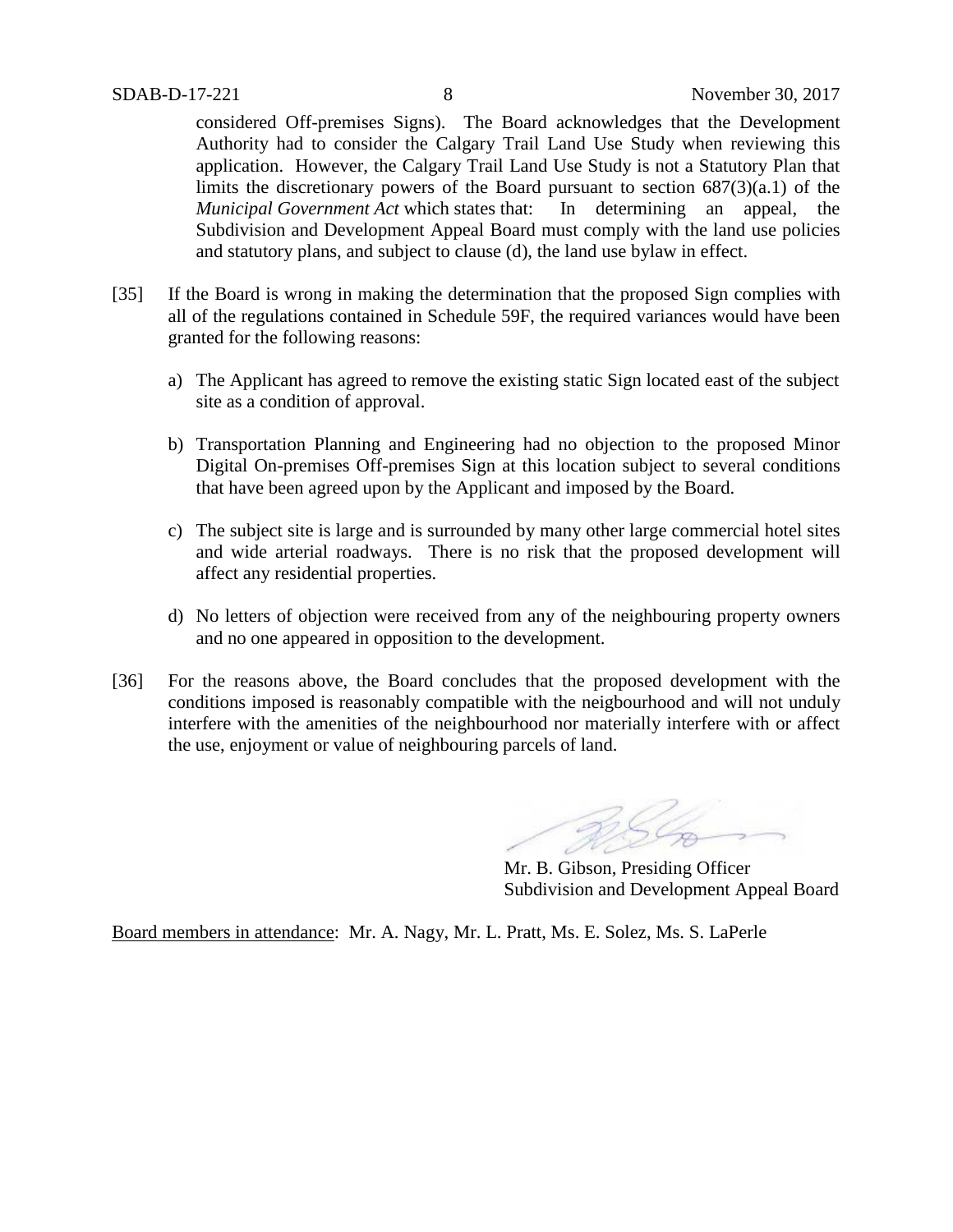considered Off-premises Signs). The Board acknowledges that the Development Authority had to consider the Calgary Trail Land Use Study when reviewing this application. However, the Calgary Trail Land Use Study is not a Statutory Plan that limits the discretionary powers of the Board pursuant to section 687(3)(a.1) of the *Municipal Government Act* which states that: In determining an appeal, the Subdivision and Development Appeal Board must comply with the land use policies and statutory plans, and subject to clause (d), the land use bylaw in effect.

[35] If the Board is wrong in making the determination that the proposed Sign complies with all of the regulations contained in Schedule 59F, the required variances would have been granted for the following reasons:

a) The Applicant has agreed to remove the existing static Sign located east of the subject site as a condition of approval.

b) Transportation Planning and Engineering had no objection to the proposed Minor Digital On-premises Off-premises Sign at this location subject to several conditions that have been agreed upon by the Applicant and imposed by the Board.

c) The subject site is large and is surrounded by many other large commercial hotel sites and wide arterial roadways. There is no risk that the proposed development will affect any residential properties.

d) No letters of objection were received from any of the neighbouring property owners and no one appeared in opposition to the development.

[36] For the reasons above, the Board concludes that the proposed development with the conditions imposed is reasonably compatible with the neigbourhood and will not unduly interfere with the amenities of the neighbourhood nor materially interfere with or affect the use, enjoyment or value of neighbouring parcels of land.

Mr. B. Gibson, Presiding Officer
Subdivision and Development Appeal Board

Board members in attendance: Mr. A. Nagy, Mr. L. Pratt, Ms. E. Solez, Ms. S. LaPerle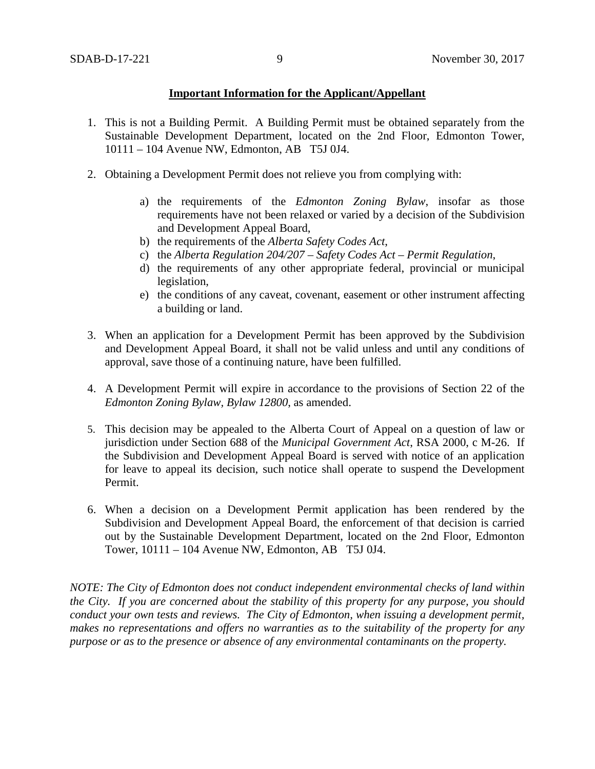**Important Information for the Applicant/Appellant**

1. This is not a Building Permit. A Building Permit must be obtained separately from the Sustainable Development Department, located on the 2nd Floor, Edmonton Tower, 10111 – 104 Avenue NW, Edmonton, AB T5J 0J4.

2. Obtaining a Development Permit does not relieve you from complying with:

    a) the requirements of the *Edmonton Zoning Bylaw*, insofar as those requirements have not been relaxed or varied by a decision of the Subdivision and Development Appeal Board,
    b) the requirements of the *Alberta Safety Codes Act*,
    c) the *Alberta Regulation 204/207 – Safety Codes Act – Permit Regulation*,
    d) the requirements of any other appropriate federal, provincial or municipal legislation,
    e) the conditions of any caveat, covenant, easement or other instrument affecting a building or land.

3. When an application for a Development Permit has been approved by the Subdivision and Development Appeal Board, it shall not be valid unless and until any conditions of approval, save those of a continuing nature, have been fulfilled.

4. A Development Permit will expire in accordance to the provisions of Section 22 of the *Edmonton Zoning Bylaw, Bylaw 12800*, as amended.

5. This decision may be appealed to the Alberta Court of Appeal on a question of law or jurisdiction under Section 688 of the *Municipal Government Act*, RSA 2000, c M-26. If the Subdivision and Development Appeal Board is served with notice of an application for leave to appeal its decision, such notice shall operate to suspend the Development Permit.

6. When a decision on a Development Permit application has been rendered by the Subdivision and Development Appeal Board, the enforcement of that decision is carried out by the Sustainable Development Department, located on the 2nd Floor, Edmonton Tower, 10111 – 104 Avenue NW, Edmonton, AB T5J 0J4.

*NOTE: The City of Edmonton does not conduct independent environmental checks of land within the City. If you are concerned about the stability of this property for any purpose, you should conduct your own tests and reviews. The City of Edmonton, when issuing a development permit, makes no representations and offers no warranties as to the suitability of the property for any purpose or as to the presence or absence of any environmental contaminants on the property.*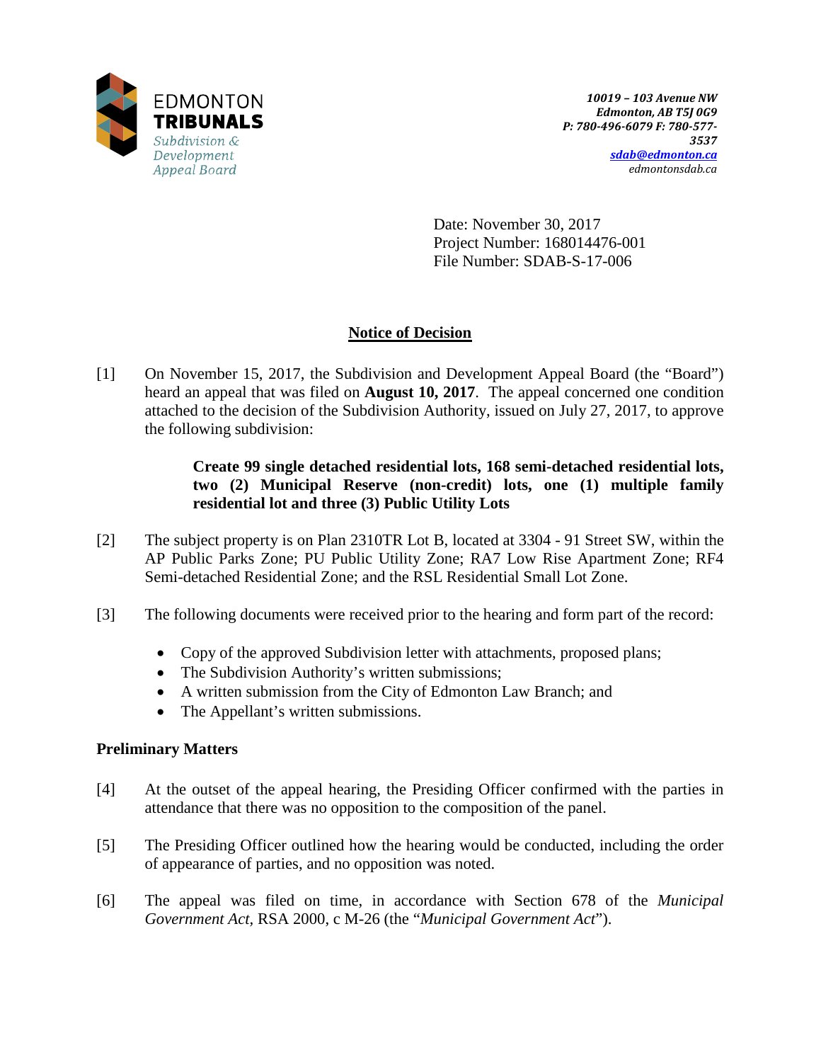EDMONTON **TRIBUNALS**
*Subdivision & Development Appeal Board*

***10019 – 103 Avenue NW***
***Edmonton, AB T5J 0G9***
***P: 780-496-6079 F: 780-577-3537***
***sdab@edmonton.ca***
*edmontonsdab.ca*

Date: November 30, 2017
Project Number: 168014476-001
File Number: SDAB-S-17-006

## Notice of Decision

[1] On November 15, 2017, the Subdivision and Development Appeal Board (the "Board") heard an appeal that was filed on **August 10, 2017**. The appeal concerned one condition attached to the decision of the Subdivision Authority, issued on July 27, 2017, to approve the following subdivision:

> **Create 99 single detached residential lots, 168 semi-detached residential lots, two (2) Municipal Reserve (non-credit) lots, one (1) multiple family residential lot and three (3) Public Utility Lots**

[2] The subject property is on Plan 2310TR Lot B, located at 3304 - 91 Street SW, within the AP Public Parks Zone; PU Public Utility Zone; RA7 Low Rise Apartment Zone; RF4 Semi-detached Residential Zone; and the RSL Residential Small Lot Zone.

[3] The following documents were received prior to the hearing and form part of the record:

- Copy of the approved Subdivision letter with attachments, proposed plans;
- The Subdivision Authority's written submissions;
- A written submission from the City of Edmonton Law Branch; and
- The Appellant's written submissions.

### Preliminary Matters

[4] At the outset of the appeal hearing, the Presiding Officer confirmed with the parties in attendance that there was no opposition to the composition of the panel.

[5] The Presiding Officer outlined how the hearing would be conducted, including the order of appearance of parties, and no opposition was noted.

[6] The appeal was filed on time, in accordance with Section 678 of the *Municipal Government Act*, RSA 2000, c M-26 (the "*Municipal Government Act*").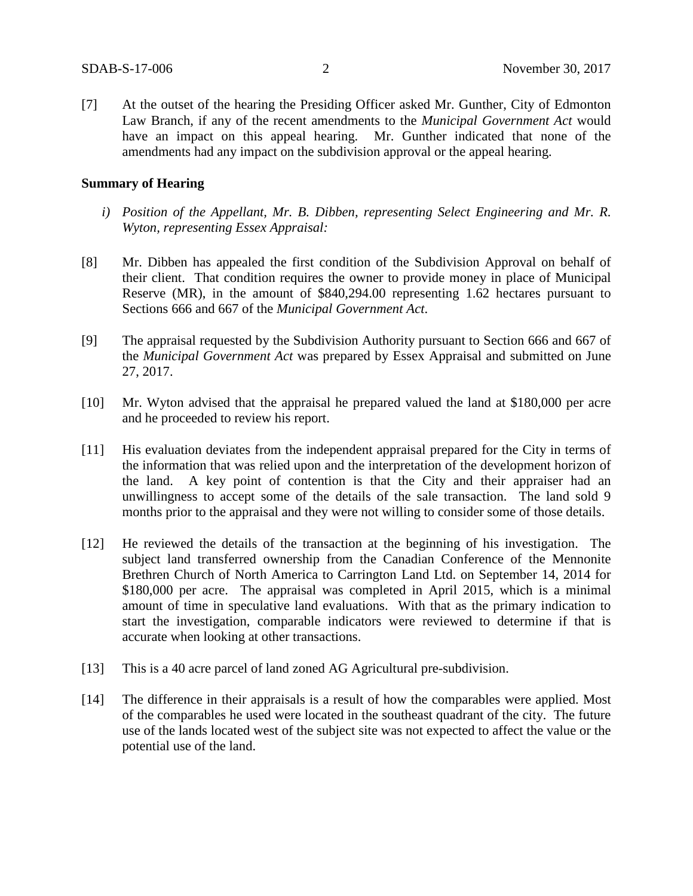[7] At the outset of the hearing the Presiding Officer asked Mr. Gunther, City of Edmonton Law Branch, if any of the recent amendments to the *Municipal Government Act* would have an impact on this appeal hearing. Mr. Gunther indicated that none of the amendments had any impact on the subdivision approval or the appeal hearing.

**Summary of Hearing**

*i) Position of the Appellant, Mr. B. Dibben, representing Select Engineering and Mr. R. Wyton, representing Essex Appraisal:*

[8] Mr. Dibben has appealed the first condition of the Subdivision Approval on behalf of their client. That condition requires the owner to provide money in place of Municipal Reserve (MR), in the amount of $840,294.00 representing 1.62 hectares pursuant to Sections 666 and 667 of the *Municipal Government Act*.

[9] The appraisal requested by the Subdivision Authority pursuant to Section 666 and 667 of the *Municipal Government Act* was prepared by Essex Appraisal and submitted on June 27, 2017.

[10] Mr. Wyton advised that the appraisal he prepared valued the land at $180,000 per acre and he proceeded to review his report.

[11] His evaluation deviates from the independent appraisal prepared for the City in terms of the information that was relied upon and the interpretation of the development horizon of the land. A key point of contention is that the City and their appraiser had an unwillingness to accept some of the details of the sale transaction. The land sold 9 months prior to the appraisal and they were not willing to consider some of those details.

[12] He reviewed the details of the transaction at the beginning of his investigation. The subject land transferred ownership from the Canadian Conference of the Mennonite Brethren Church of North America to Carrington Land Ltd. on September 14, 2014 for $180,000 per acre. The appraisal was completed in April 2015, which is a minimal amount of time in speculative land evaluations. With that as the primary indication to start the investigation, comparable indicators were reviewed to determine if that is accurate when looking at other transactions.

[13] This is a 40 acre parcel of land zoned AG Agricultural pre-subdivision.

[14] The difference in their appraisals is a result of how the comparables were applied. Most of the comparables he used were located in the southeast quadrant of the city. The future use of the lands located west of the subject site was not expected to affect the value or the potential use of the land.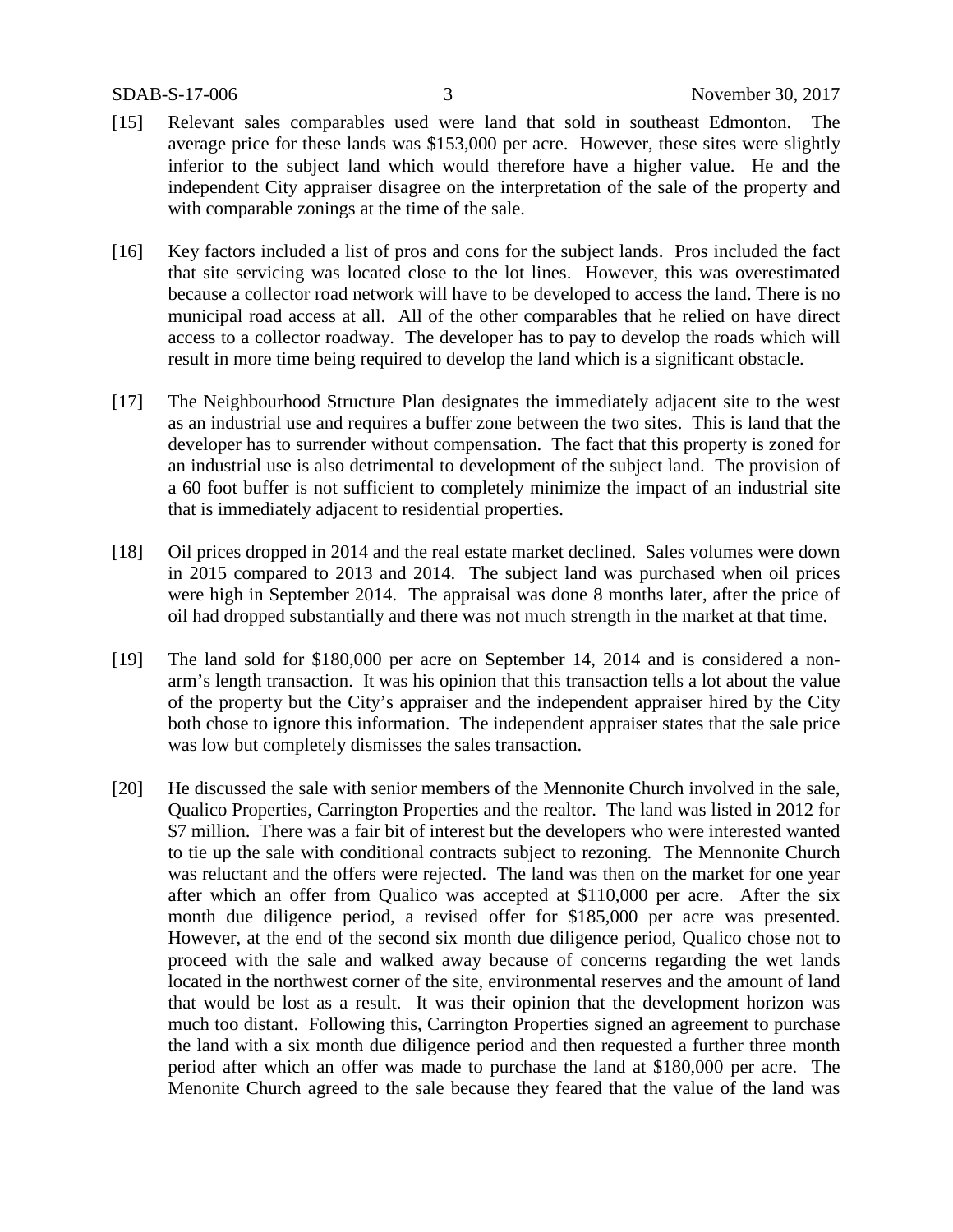[15] Relevant sales comparables used were land that sold in southeast Edmonton. The average price for these lands was $153,000 per acre. However, these sites were slightly inferior to the subject land which would therefore have a higher value. He and the independent City appraiser disagree on the interpretation of the sale of the property and with comparable zonings at the time of the sale.

[16] Key factors included a list of pros and cons for the subject lands. Pros included the fact that site servicing was located close to the lot lines. However, this was overestimated because a collector road network will have to be developed to access the land. There is no municipal road access at all. All of the other comparables that he relied on have direct access to a collector roadway. The developer has to pay to develop the roads which will result in more time being required to develop the land which is a significant obstacle.

[17] The Neighbourhood Structure Plan designates the immediately adjacent site to the west as an industrial use and requires a buffer zone between the two sites. This is land that the developer has to surrender without compensation. The fact that this property is zoned for an industrial use is also detrimental to development of the subject land. The provision of a 60 foot buffer is not sufficient to completely minimize the impact of an industrial site that is immediately adjacent to residential properties.

[18] Oil prices dropped in 2014 and the real estate market declined. Sales volumes were down in 2015 compared to 2013 and 2014. The subject land was purchased when oil prices were high in September 2014. The appraisal was done 8 months later, after the price of oil had dropped substantially and there was not much strength in the market at that time.

[19] The land sold for $180,000 per acre on September 14, 2014 and is considered a non-arm's length transaction. It was his opinion that this transaction tells a lot about the value of the property but the City's appraiser and the independent appraiser hired by the City both chose to ignore this information. The independent appraiser states that the sale price was low but completely dismisses the sales transaction.

[20] He discussed the sale with senior members of the Mennonite Church involved in the sale, Qualico Properties, Carrington Properties and the realtor. The land was listed in 2012 for $7 million. There was a fair bit of interest but the developers who were interested wanted to tie up the sale with conditional contracts subject to rezoning. The Mennonite Church was reluctant and the offers were rejected. The land was then on the market for one year after which an offer from Qualico was accepted at $110,000 per acre. After the six month due diligence period, a revised offer for $185,000 per acre was presented. However, at the end of the second six month due diligence period, Qualico chose not to proceed with the sale and walked away because of concerns regarding the wet lands located in the northwest corner of the site, environmental reserves and the amount of land that would be lost as a result. It was their opinion that the development horizon was much too distant. Following this, Carrington Properties signed an agreement to purchase the land with a six month due diligence period and then requested a further three month period after which an offer was made to purchase the land at $180,000 per acre. The Menonite Church agreed to the sale because they feared that the value of the land was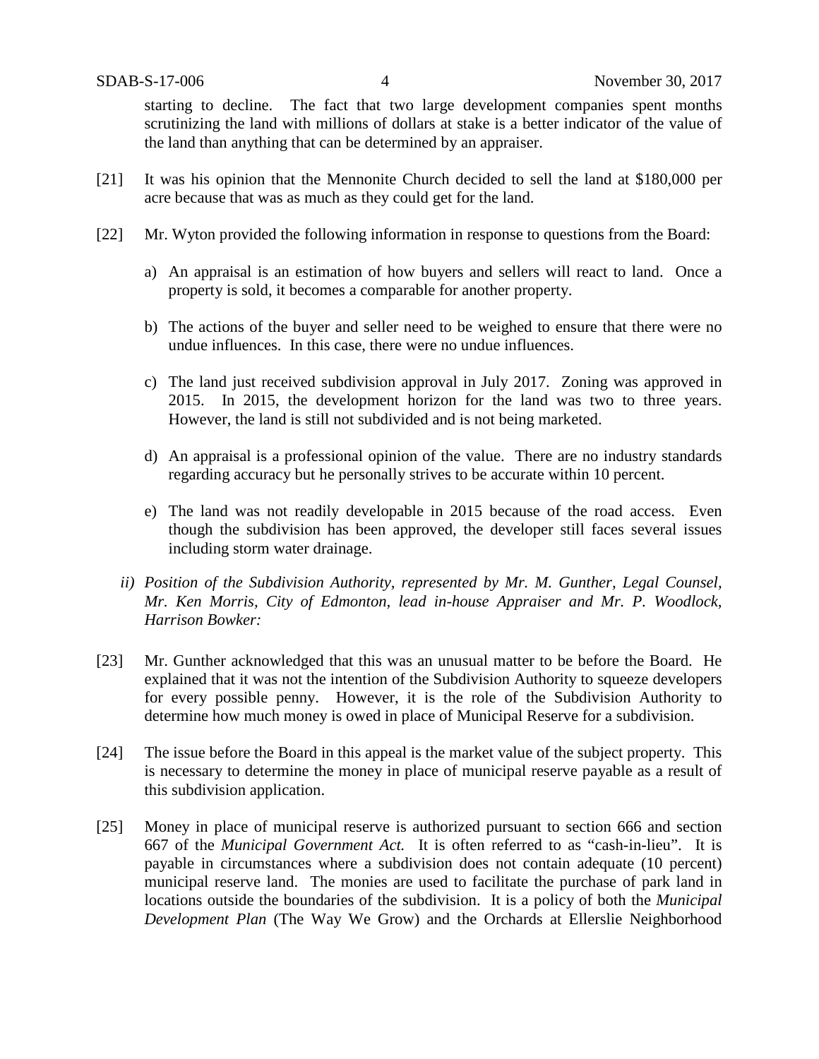starting to decline. The fact that two large development companies spent months scrutinizing the land with millions of dollars at stake is a better indicator of the value of the land than anything that can be determined by an appraiser.

[21] It was his opinion that the Mennonite Church decided to sell the land at $180,000 per acre because that was as much as they could get for the land.

[22] Mr. Wyton provided the following information in response to questions from the Board:

a) An appraisal is an estimation of how buyers and sellers will react to land. Once a property is sold, it becomes a comparable for another property.

b) The actions of the buyer and seller need to be weighed to ensure that there were no undue influences. In this case, there were no undue influences.

c) The land just received subdivision approval in July 2017. Zoning was approved in 2015. In 2015, the development horizon for the land was two to three years. However, the land is still not subdivided and is not being marketed.

d) An appraisal is a professional opinion of the value. There are no industry standards regarding accuracy but he personally strives to be accurate within 10 percent.

e) The land was not readily developable in 2015 because of the road access. Even though the subdivision has been approved, the developer still faces several issues including storm water drainage.

*ii) Position of the Subdivision Authority, represented by Mr. M. Gunther, Legal Counsel, Mr. Ken Morris, City of Edmonton, lead in-house Appraiser and Mr. P. Woodlock, Harrison Bowker:*

[23] Mr. Gunther acknowledged that this was an unusual matter to be before the Board. He explained that it was not the intention of the Subdivision Authority to squeeze developers for every possible penny. However, it is the role of the Subdivision Authority to determine how much money is owed in place of Municipal Reserve for a subdivision.

[24] The issue before the Board in this appeal is the market value of the subject property. This is necessary to determine the money in place of municipal reserve payable as a result of this subdivision application.

[25] Money in place of municipal reserve is authorized pursuant to section 666 and section 667 of the *Municipal Government Act.* It is often referred to as "cash-in-lieu". It is payable in circumstances where a subdivision does not contain adequate (10 percent) municipal reserve land. The monies are used to facilitate the purchase of park land in locations outside the boundaries of the subdivision. It is a policy of both the *Municipal Development Plan* (The Way We Grow) and the Orchards at Ellerslie Neighborhood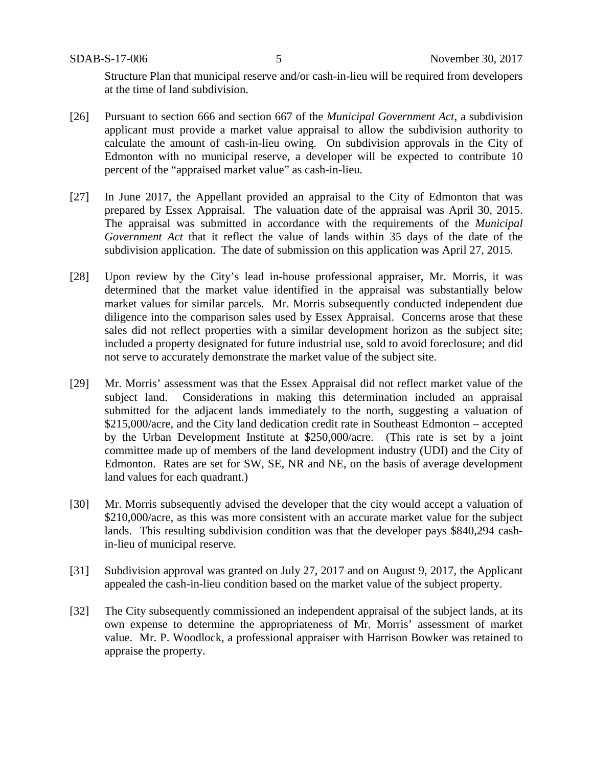Structure Plan that municipal reserve and/or cash-in-lieu will be required from developers at the time of land subdivision.

[26] Pursuant to section 666 and section 667 of the *Municipal Government Act*, a subdivision applicant must provide a market value appraisal to allow the subdivision authority to calculate the amount of cash-in-lieu owing. On subdivision approvals in the City of Edmonton with no municipal reserve, a developer will be expected to contribute 10 percent of the "appraised market value" as cash-in-lieu.

[27] In June 2017, the Appellant provided an appraisal to the City of Edmonton that was prepared by Essex Appraisal. The valuation date of the appraisal was April 30, 2015. The appraisal was submitted in accordance with the requirements of the *Municipal Government Act* that it reflect the value of lands within 35 days of the date of the subdivision application. The date of submission on this application was April 27, 2015.

[28] Upon review by the City's lead in-house professional appraiser, Mr. Morris, it was determined that the market value identified in the appraisal was substantially below market values for similar parcels. Mr. Morris subsequently conducted independent due diligence into the comparison sales used by Essex Appraisal. Concerns arose that these sales did not reflect properties with a similar development horizon as the subject site; included a property designated for future industrial use, sold to avoid foreclosure; and did not serve to accurately demonstrate the market value of the subject site.

[29] Mr. Morris' assessment was that the Essex Appraisal did not reflect market value of the subject land. Considerations in making this determination included an appraisal submitted for the adjacent lands immediately to the north, suggesting a valuation of $215,000/acre, and the City land dedication credit rate in Southeast Edmonton – accepted by the Urban Development Institute at $250,000/acre. (This rate is set by a joint committee made up of members of the land development industry (UDI) and the City of Edmonton. Rates are set for SW, SE, NR and NE, on the basis of average development land values for each quadrant.)

[30] Mr. Morris subsequently advised the developer that the city would accept a valuation of $210,000/acre, as this was more consistent with an accurate market value for the subject lands. This resulting subdivision condition was that the developer pays $840,294 cash-in-lieu of municipal reserve.

[31] Subdivision approval was granted on July 27, 2017 and on August 9, 2017, the Applicant appealed the cash-in-lieu condition based on the market value of the subject property.

[32] The City subsequently commissioned an independent appraisal of the subject lands, at its own expense to determine the appropriateness of Mr. Morris' assessment of market value. Mr. P. Woodlock, a professional appraiser with Harrison Bowker was retained to appraise the property.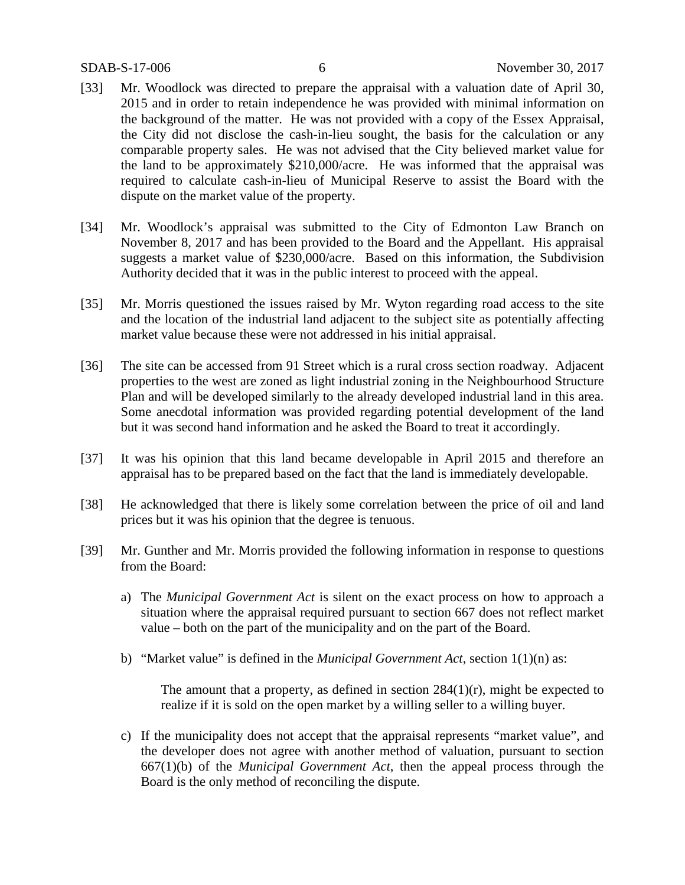[33] Mr. Woodlock was directed to prepare the appraisal with a valuation date of April 30, 2015 and in order to retain independence he was provided with minimal information on the background of the matter. He was not provided with a copy of the Essex Appraisal, the City did not disclose the cash-in-lieu sought, the basis for the calculation or any comparable property sales. He was not advised that the City believed market value for the land to be approximately $210,000/acre. He was informed that the appraisal was required to calculate cash-in-lieu of Municipal Reserve to assist the Board with the dispute on the market value of the property.

[34] Mr. Woodlock's appraisal was submitted to the City of Edmonton Law Branch on November 8, 2017 and has been provided to the Board and the Appellant. His appraisal suggests a market value of $230,000/acre. Based on this information, the Subdivision Authority decided that it was in the public interest to proceed with the appeal.

[35] Mr. Morris questioned the issues raised by Mr. Wyton regarding road access to the site and the location of the industrial land adjacent to the subject site as potentially affecting market value because these were not addressed in his initial appraisal.

[36] The site can be accessed from 91 Street which is a rural cross section roadway. Adjacent properties to the west are zoned as light industrial zoning in the Neighbourhood Structure Plan and will be developed similarly to the already developed industrial land in this area. Some anecdotal information was provided regarding potential development of the land but it was second hand information and he asked the Board to treat it accordingly.

[37] It was his opinion that this land became developable in April 2015 and therefore an appraisal has to be prepared based on the fact that the land is immediately developable.

[38] He acknowledged that there is likely some correlation between the price of oil and land prices but it was his opinion that the degree is tenuous.

[39] Mr. Gunther and Mr. Morris provided the following information in response to questions from the Board:

a) The *Municipal Government Act* is silent on the exact process on how to approach a situation where the appraisal required pursuant to section 667 does not reflect market value – both on the part of the municipality and on the part of the Board.

b) "Market value" is defined in the *Municipal Government Act*, section 1(1)(n) as:

> The amount that a property, as defined in section 284(1)(r), might be expected to realize if it is sold on the open market by a willing seller to a willing buyer.

c) If the municipality does not accept that the appraisal represents "market value", and the developer does not agree with another method of valuation, pursuant to section 667(1)(b) of the *Municipal Government Act*, then the appeal process through the Board is the only method of reconciling the dispute.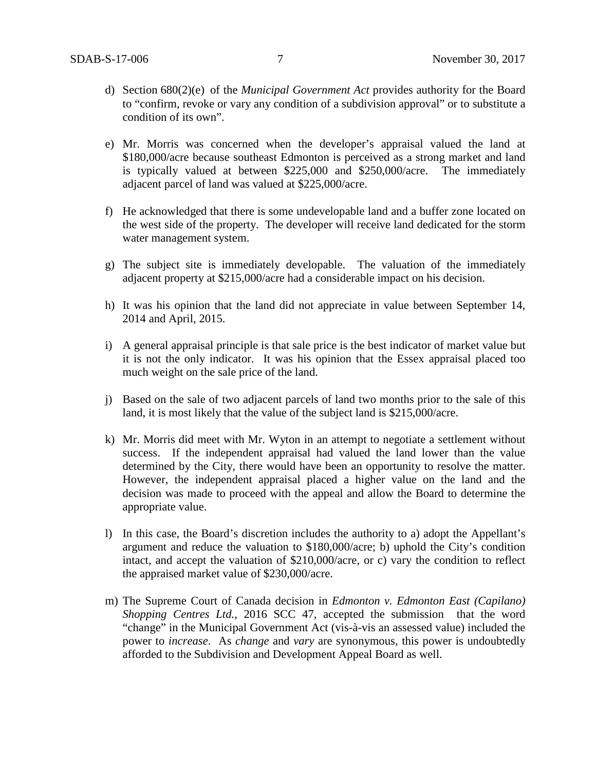d) Section 680(2)(e) of the *Municipal Government Act* provides authority for the Board to "confirm, revoke or vary any condition of a subdivision approval" or to substitute a condition of its own".

e) Mr. Morris was concerned when the developer's appraisal valued the land at $180,000/acre because southeast Edmonton is perceived as a strong market and land is typically valued at between $225,000 and $250,000/acre. The immediately adjacent parcel of land was valued at $225,000/acre.

f) He acknowledged that there is some undevelopable land and a buffer zone located on the west side of the property. The developer will receive land dedicated for the storm water management system.

g) The subject site is immediately developable. The valuation of the immediately adjacent property at $215,000/acre had a considerable impact on his decision.

h) It was his opinion that the land did not appreciate in value between September 14, 2014 and April, 2015.

i) A general appraisal principle is that sale price is the best indicator of market value but it is not the only indicator. It was his opinion that the Essex appraisal placed too much weight on the sale price of the land.

j) Based on the sale of two adjacent parcels of land two months prior to the sale of this land, it is most likely that the value of the subject land is $215,000/acre.

k) Mr. Morris did meet with Mr. Wyton in an attempt to negotiate a settlement without success. If the independent appraisal had valued the land lower than the value determined by the City, there would have been an opportunity to resolve the matter. However, the independent appraisal placed a higher value on the land and the decision was made to proceed with the appeal and allow the Board to determine the appropriate value.

l) In this case, the Board's discretion includes the authority to a) adopt the Appellant's argument and reduce the valuation to $180,000/acre; b) uphold the City's condition intact, and accept the valuation of $210,000/acre, or c) vary the condition to reflect the appraised market value of $230,000/acre.

m) The Supreme Court of Canada decision in *Edmonton v. Edmonton East (Capilano) Shopping Centres Ltd.*, 2016 SCC 47, accepted the submission that the word "change" in the Municipal Government Act (vis-à-vis an assessed value) included the power to *increase*. As *change* and *vary* are synonymous, this power is undoubtedly afforded to the Subdivision and Development Appeal Board as well.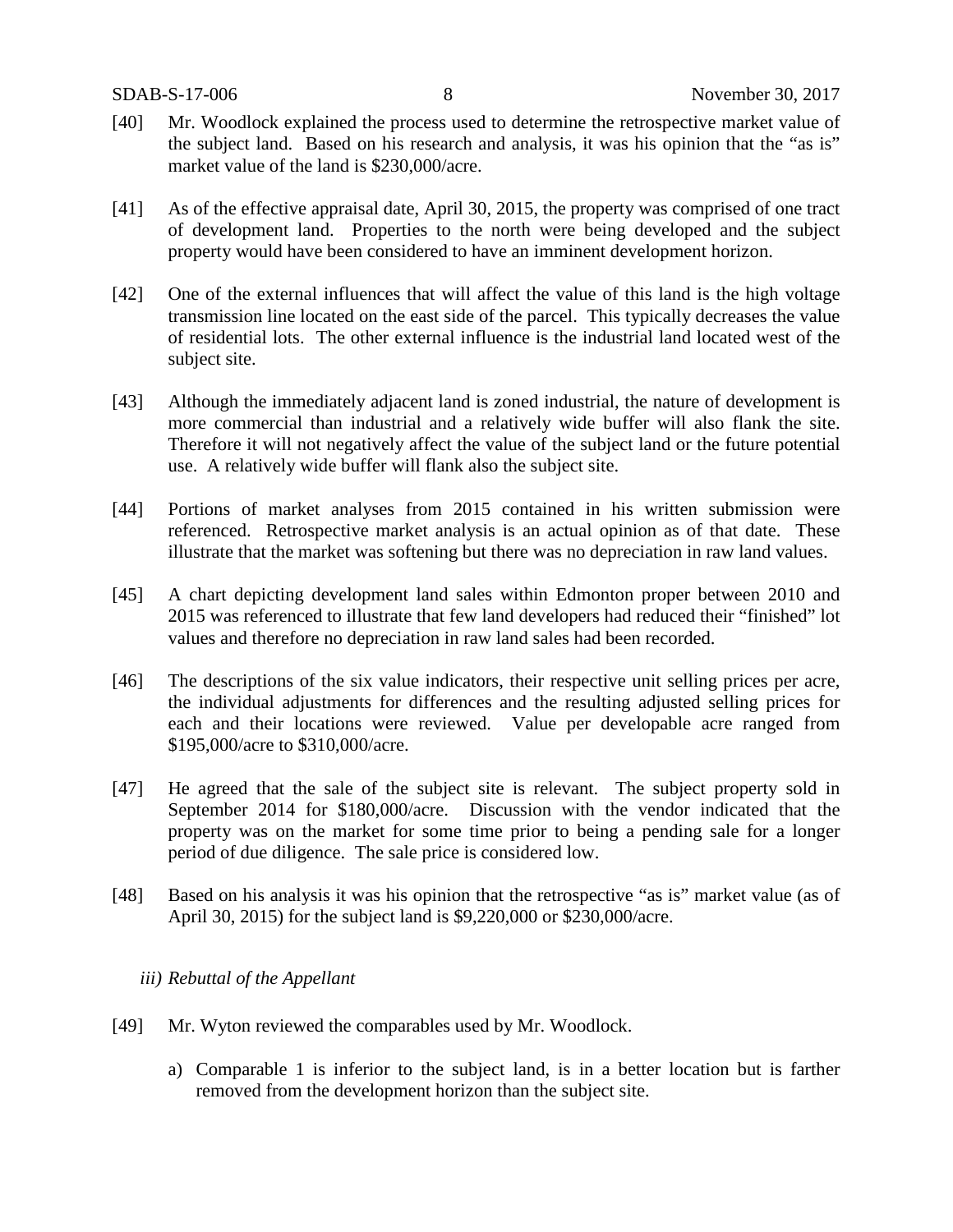[40] Mr. Woodlock explained the process used to determine the retrospective market value of the subject land. Based on his research and analysis, it was his opinion that the "as is" market value of the land is $230,000/acre.

[41] As of the effective appraisal date, April 30, 2015, the property was comprised of one tract of development land. Properties to the north were being developed and the subject property would have been considered to have an imminent development horizon.

[42] One of the external influences that will affect the value of this land is the high voltage transmission line located on the east side of the parcel. This typically decreases the value of residential lots. The other external influence is the industrial land located west of the subject site.

[43] Although the immediately adjacent land is zoned industrial, the nature of development is more commercial than industrial and a relatively wide buffer will also flank the site. Therefore it will not negatively affect the value of the subject land or the future potential use. A relatively wide buffer will flank also the subject site.

[44] Portions of market analyses from 2015 contained in his written submission were referenced. Retrospective market analysis is an actual opinion as of that date. These illustrate that the market was softening but there was no depreciation in raw land values.

[45] A chart depicting development land sales within Edmonton proper between 2010 and 2015 was referenced to illustrate that few land developers had reduced their "finished" lot values and therefore no depreciation in raw land sales had been recorded.

[46] The descriptions of the six value indicators, their respective unit selling prices per acre, the individual adjustments for differences and the resulting adjusted selling prices for each and their locations were reviewed. Value per developable acre ranged from $195,000/acre to $310,000/acre.

[47] He agreed that the sale of the subject site is relevant. The subject property sold in September 2014 for $180,000/acre. Discussion with the vendor indicated that the property was on the market for some time prior to being a pending sale for a longer period of due diligence. The sale price is considered low.

[48] Based on his analysis it was his opinion that the retrospective "as is" market value (as of April 30, 2015) for the subject land is $9,220,000 or $230,000/acre.

*iii) Rebuttal of the Appellant*

[49] Mr. Wyton reviewed the comparables used by Mr. Woodlock.

a) Comparable 1 is inferior to the subject land, is in a better location but is farther removed from the development horizon than the subject site.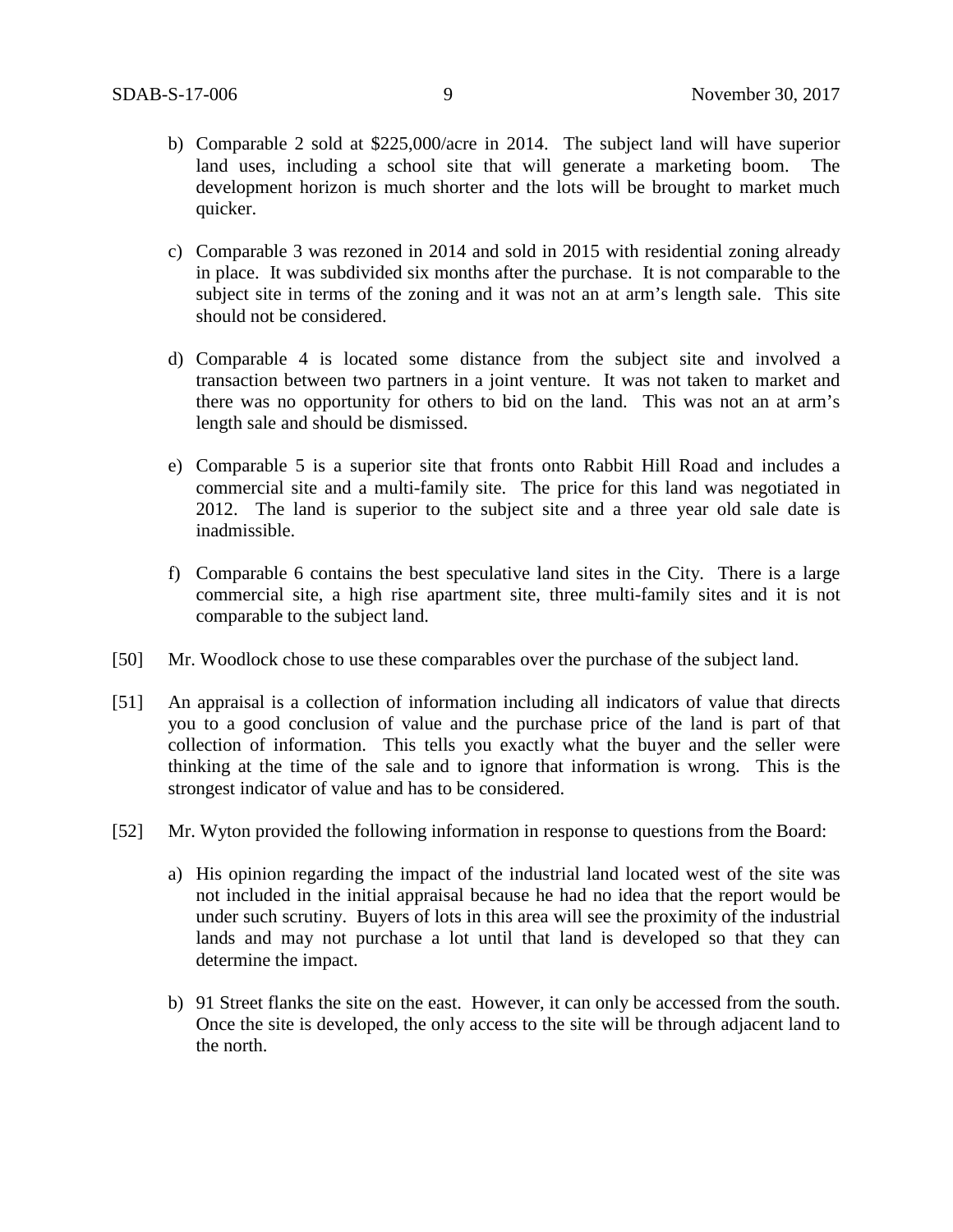b) Comparable 2 sold at $225,000/acre in 2014. The subject land will have superior land uses, including a school site that will generate a marketing boom. The development horizon is much shorter and the lots will be brought to market much quicker.

c) Comparable 3 was rezoned in 2014 and sold in 2015 with residential zoning already in place. It was subdivided six months after the purchase. It is not comparable to the subject site in terms of the zoning and it was not an at arm's length sale. This site should not be considered.

d) Comparable 4 is located some distance from the subject site and involved a transaction between two partners in a joint venture. It was not taken to market and there was no opportunity for others to bid on the land. This was not an at arm's length sale and should be dismissed.

e) Comparable 5 is a superior site that fronts onto Rabbit Hill Road and includes a commercial site and a multi-family site. The price for this land was negotiated in 2012. The land is superior to the subject site and a three year old sale date is inadmissible.

f) Comparable 6 contains the best speculative land sites in the City. There is a large commercial site, a high rise apartment site, three multi-family sites and it is not comparable to the subject land.

[50] Mr. Woodlock chose to use these comparables over the purchase of the subject land.

[51] An appraisal is a collection of information including all indicators of value that directs you to a good conclusion of value and the purchase price of the land is part of that collection of information. This tells you exactly what the buyer and the seller were thinking at the time of the sale and to ignore that information is wrong. This is the strongest indicator of value and has to be considered.

[52] Mr. Wyton provided the following information in response to questions from the Board:

a) His opinion regarding the impact of the industrial land located west of the site was not included in the initial appraisal because he had no idea that the report would be under such scrutiny. Buyers of lots in this area will see the proximity of the industrial lands and may not purchase a lot until that land is developed so that they can determine the impact.

b) 91 Street flanks the site on the east. However, it can only be accessed from the south. Once the site is developed, the only access to the site will be through adjacent land to the north.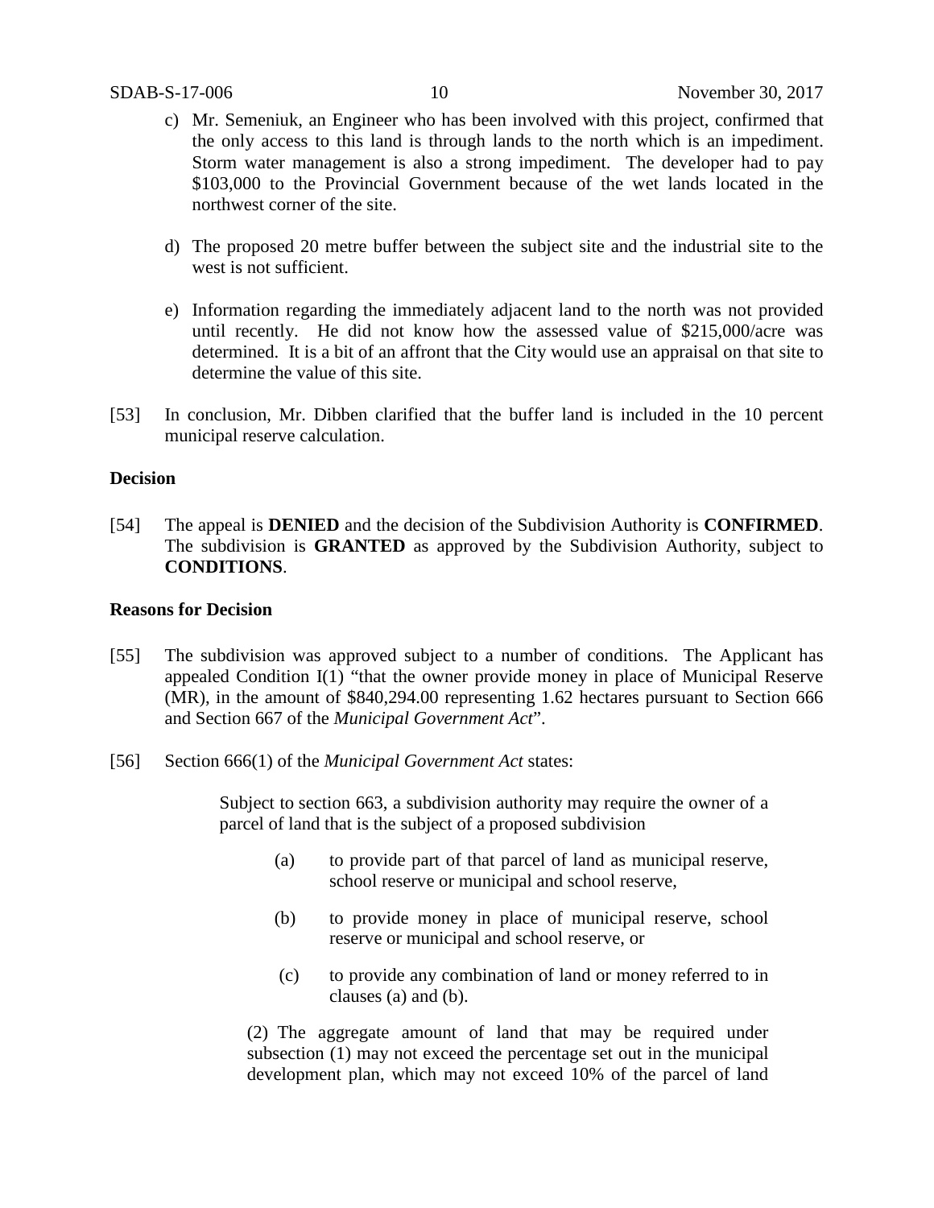c) Mr. Semeniuk, an Engineer who has been involved with this project, confirmed that the only access to this land is through lands to the north which is an impediment. Storm water management is also a strong impediment. The developer had to pay $103,000 to the Provincial Government because of the wet lands located in the northwest corner of the site.

d) The proposed 20 metre buffer between the subject site and the industrial site to the west is not sufficient.

e) Information regarding the immediately adjacent land to the north was not provided until recently. He did not know how the assessed value of $215,000/acre was determined. It is a bit of an affront that the City would use an appraisal on that site to determine the value of this site.

[53] In conclusion, Mr. Dibben clarified that the buffer land is included in the 10 percent municipal reserve calculation.

**Decision**

[54] The appeal is **DENIED** and the decision of the Subdivision Authority is **CONFIRMED**. The subdivision is **GRANTED** as approved by the Subdivision Authority, subject to **CONDITIONS**.

**Reasons for Decision**

[55] The subdivision was approved subject to a number of conditions. The Applicant has appealed Condition I(1) "that the owner provide money in place of Municipal Reserve (MR), in the amount of $840,294.00 representing 1.62 hectares pursuant to Section 666 and Section 667 of the *Municipal Government Act*".

[56] Section 666(1) of the *Municipal Government Act* states:

> Subject to section 663, a subdivision authority may require the owner of a parcel of land that is the subject of a proposed subdivision
>
> (a) to provide part of that parcel of land as municipal reserve, school reserve or municipal and school reserve,
>
> (b) to provide money in place of municipal reserve, school reserve or municipal and school reserve, or
>
> (c) to provide any combination of land or money referred to in clauses (a) and (b).
>
> (2) The aggregate amount of land that may be required under subsection (1) may not exceed the percentage set out in the municipal development plan, which may not exceed 10% of the parcel of land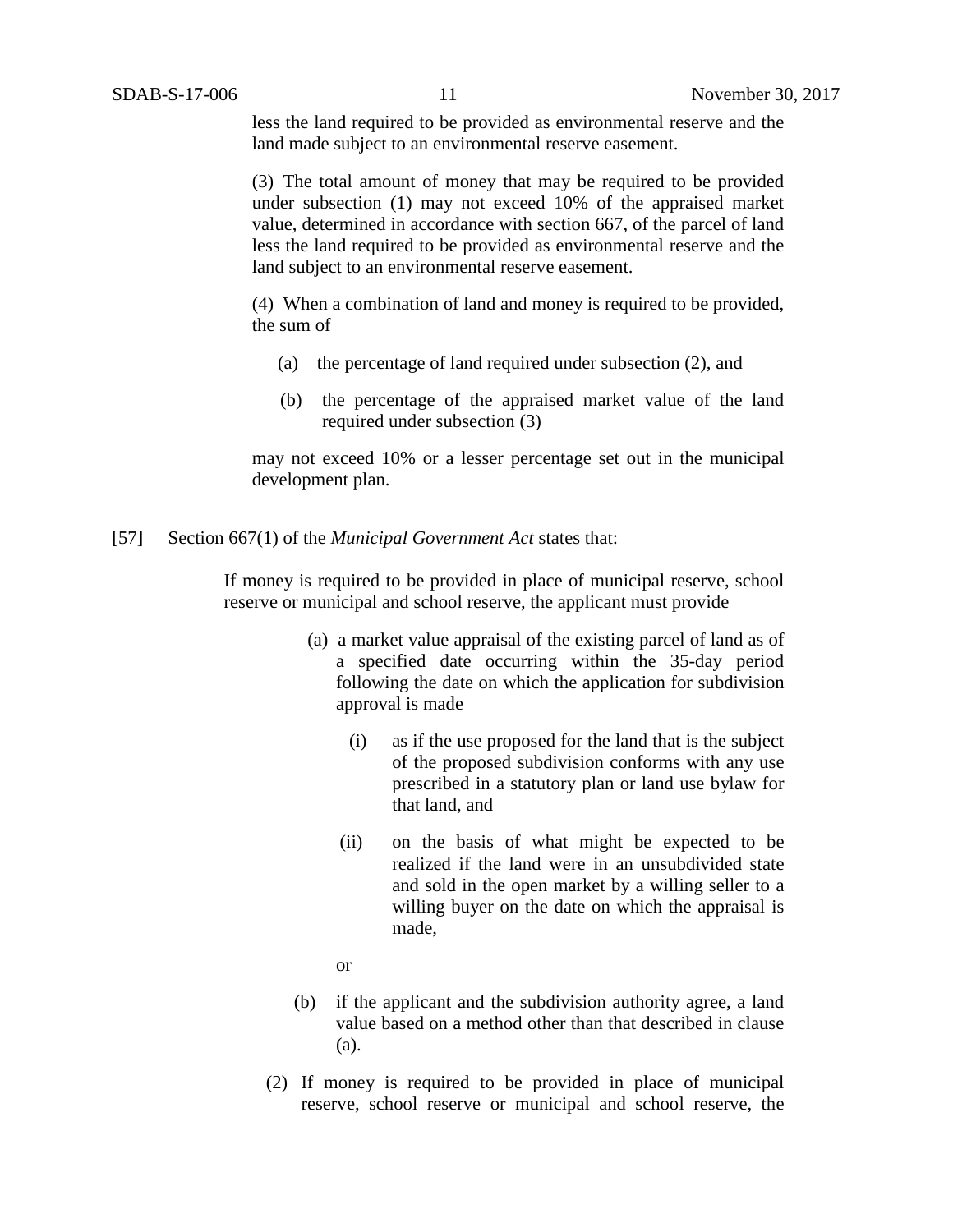less the land required to be provided as environmental reserve and the land made subject to an environmental reserve easement.

(3) The total amount of money that may be required to be provided under subsection (1) may not exceed 10% of the appraised market value, determined in accordance with section 667, of the parcel of land less the land required to be provided as environmental reserve and the land subject to an environmental reserve easement.

(4) When a combination of land and money is required to be provided, the sum of

(a) the percentage of land required under subsection (2), and

(b) the percentage of the appraised market value of the land required under subsection (3)

may not exceed 10% or a lesser percentage set out in the municipal development plan.

[57] Section 667(1) of the *Municipal Government Act* states that:

> If money is required to be provided in place of municipal reserve, school reserve or municipal and school reserve, the applicant must provide
>
> (a) a market value appraisal of the existing parcel of land as of a specified date occurring within the 35-day period following the date on which the application for subdivision approval is made
>
> (i) as if the use proposed for the land that is the subject of the proposed subdivision conforms with any use prescribed in a statutory plan or land use bylaw for that land, and
>
> (ii) on the basis of what might be expected to be realized if the land were in an unsubdivided state and sold in the open market by a willing seller to a willing buyer on the date on which the appraisal is made,
>
> or
>
> (b) if the applicant and the subdivision authority agree, a land value based on a method other than that described in clause (a).
>
> (2) If money is required to be provided in place of municipal reserve, school reserve or municipal and school reserve, the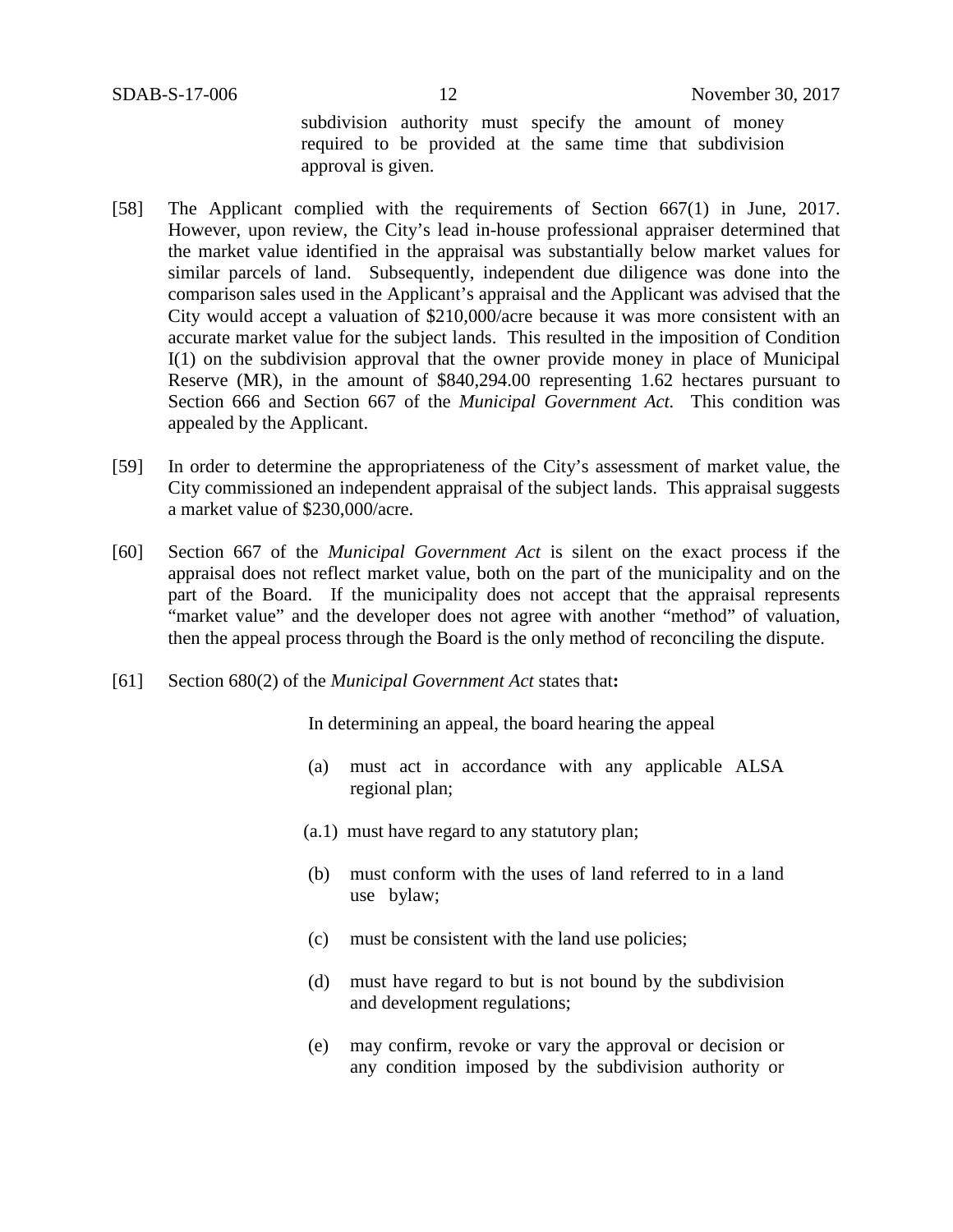> subdivision authority must specify the amount of money required to be provided at the same time that subdivision approval is given.

[58] The Applicant complied with the requirements of Section 667(1) in June, 2017. However, upon review, the City's lead in-house professional appraiser determined that the market value identified in the appraisal was substantially below market values for similar parcels of land. Subsequently, independent due diligence was done into the comparison sales used in the Applicant's appraisal and the Applicant was advised that the City would accept a valuation of $210,000/acre because it was more consistent with an accurate market value for the subject lands. This resulted in the imposition of Condition I(1) on the subdivision approval that the owner provide money in place of Municipal Reserve (MR), in the amount of $840,294.00 representing 1.62 hectares pursuant to Section 666 and Section 667 of the *Municipal Government Act.* This condition was appealed by the Applicant.

[59] In order to determine the appropriateness of the City's assessment of market value, the City commissioned an independent appraisal of the subject lands. This appraisal suggests a market value of $230,000/acre.

[60] Section 667 of the *Municipal Government Act* is silent on the exact process if the appraisal does not reflect market value, both on the part of the municipality and on the part of the Board. If the municipality does not accept that the appraisal represents "market value" and the developer does not agree with another "method" of valuation, then the appeal process through the Board is the only method of reconciling the dispute.

[61] Section 680(2) of the *Municipal Government Act* states that**:**

> In determining an appeal, the board hearing the appeal
>
> (a) must act in accordance with any applicable ALSA regional plan;
>
> (a.1) must have regard to any statutory plan;
>
> (b) must conform with the uses of land referred to in a land use bylaw;
>
> (c) must be consistent with the land use policies;
>
> (d) must have regard to but is not bound by the subdivision and development regulations;
>
> (e) may confirm, revoke or vary the approval or decision or any condition imposed by the subdivision authority or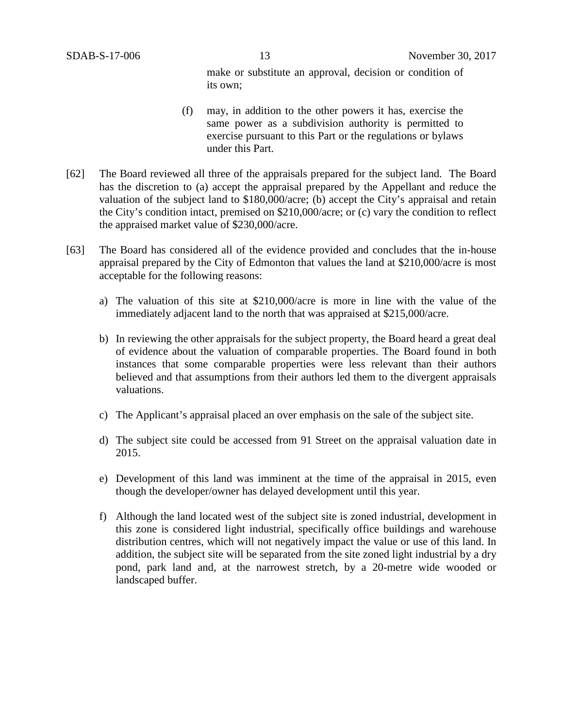make or substitute an approval, decision or condition of its own;

(f) may, in addition to the other powers it has, exercise the same power as a subdivision authority is permitted to exercise pursuant to this Part or the regulations or bylaws under this Part.

[62] The Board reviewed all three of the appraisals prepared for the subject land. The Board has the discretion to (a) accept the appraisal prepared by the Appellant and reduce the valuation of the subject land to $180,000/acre; (b) accept the City's appraisal and retain the City's condition intact, premised on $210,000/acre; or (c) vary the condition to reflect the appraised market value of $230,000/acre.

[63] The Board has considered all of the evidence provided and concludes that the in-house appraisal prepared by the City of Edmonton that values the land at $210,000/acre is most acceptable for the following reasons:

a) The valuation of this site at $210,000/acre is more in line with the value of the immediately adjacent land to the north that was appraised at $215,000/acre.

b) In reviewing the other appraisals for the subject property, the Board heard a great deal of evidence about the valuation of comparable properties. The Board found in both instances that some comparable properties were less relevant than their authors believed and that assumptions from their authors led them to the divergent appraisals valuations.

c) The Applicant's appraisal placed an over emphasis on the sale of the subject site.

d) The subject site could be accessed from 91 Street on the appraisal valuation date in 2015.

e) Development of this land was imminent at the time of the appraisal in 2015, even though the developer/owner has delayed development until this year.

f) Although the land located west of the subject site is zoned industrial, development in this zone is considered light industrial, specifically office buildings and warehouse distribution centres, which will not negatively impact the value or use of this land. In addition, the subject site will be separated from the site zoned light industrial by a dry pond, park land and, at the narrowest stretch, by a 20-metre wide wooded or landscaped buffer.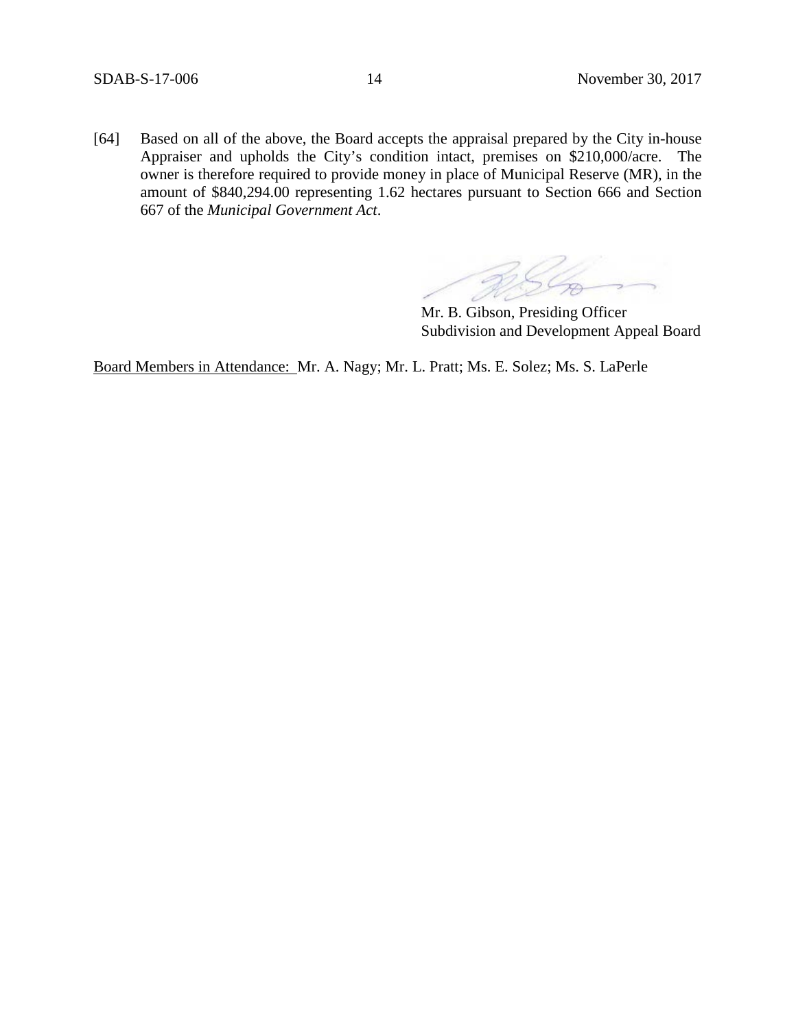[64] Based on all of the above, the Board accepts the appraisal prepared by the City in-house Appraiser and upholds the City's condition intact, premises on \$210,000/acre. The owner is therefore required to provide money in place of Municipal Reserve (MR), in the amount of \$840,294.00 representing 1.62 hectares pursuant to Section 666 and Section 667 of the *Municipal Government Act*.

Mr. B. Gibson, Presiding Officer
Subdivision and Development Appeal Board

Board Members in Attendance: Mr. A. Nagy; Mr. L. Pratt; Ms. E. Solez; Ms. S. LaPerle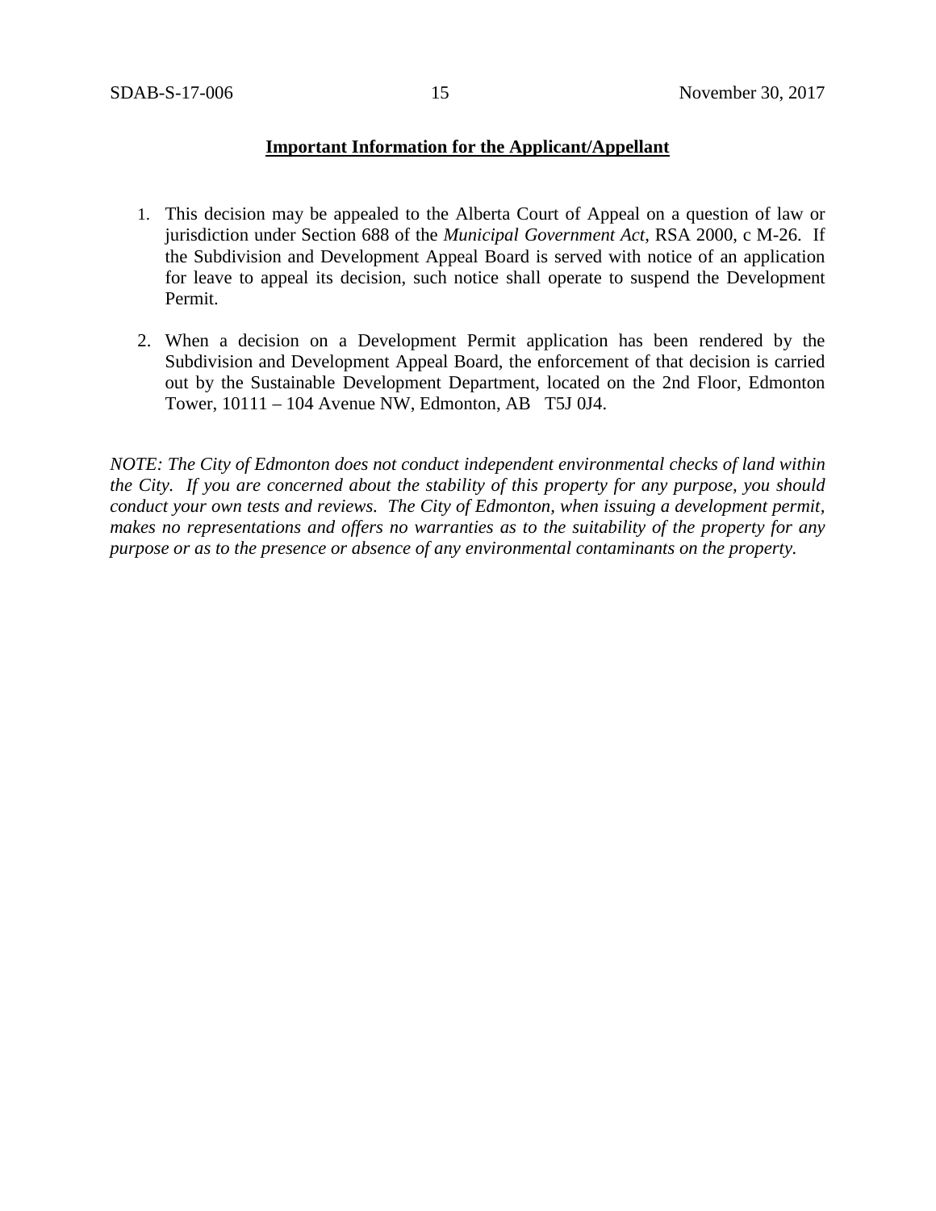**Important Information for the Applicant/Appellant**

1. This decision may be appealed to the Alberta Court of Appeal on a question of law or jurisdiction under Section 688 of the *Municipal Government Act*, RSA 2000, c M-26. If the Subdivision and Development Appeal Board is served with notice of an application for leave to appeal its decision, such notice shall operate to suspend the Development Permit.

2. When a decision on a Development Permit application has been rendered by the Subdivision and Development Appeal Board, the enforcement of that decision is carried out by the Sustainable Development Department, located on the 2nd Floor, Edmonton Tower, 10111 – 104 Avenue NW, Edmonton, AB T5J 0J4.

*NOTE: The City of Edmonton does not conduct independent environmental checks of land within the City. If you are concerned about the stability of this property for any purpose, you should conduct your own tests and reviews. The City of Edmonton, when issuing a development permit, makes no representations and offers no warranties as to the suitability of the property for any purpose or as to the presence or absence of any environmental contaminants on the property.*